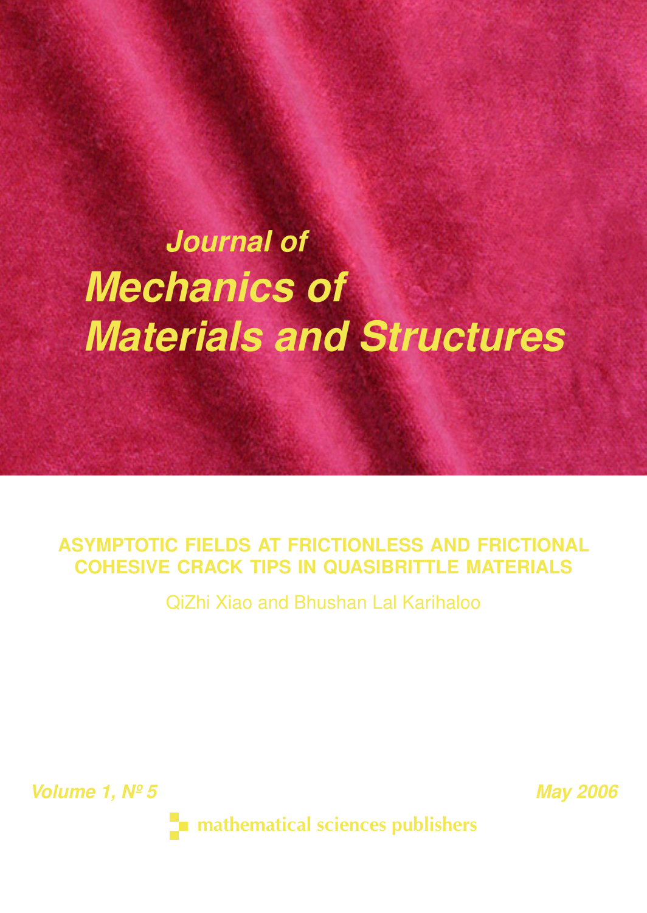# Journal of Mechanics of Materials and Structures

## ASYMPTOTIC FIELDS AT FRICTIONLESS AND FRICTIONAL COHESIVE CRACK TIPS IN QUASIBRITTLE MATERIALS

QiZhi Xiao and Bhushan Lal Karihaloo

Volume 1, Nº 5

May 2006

mathematical sciences publishers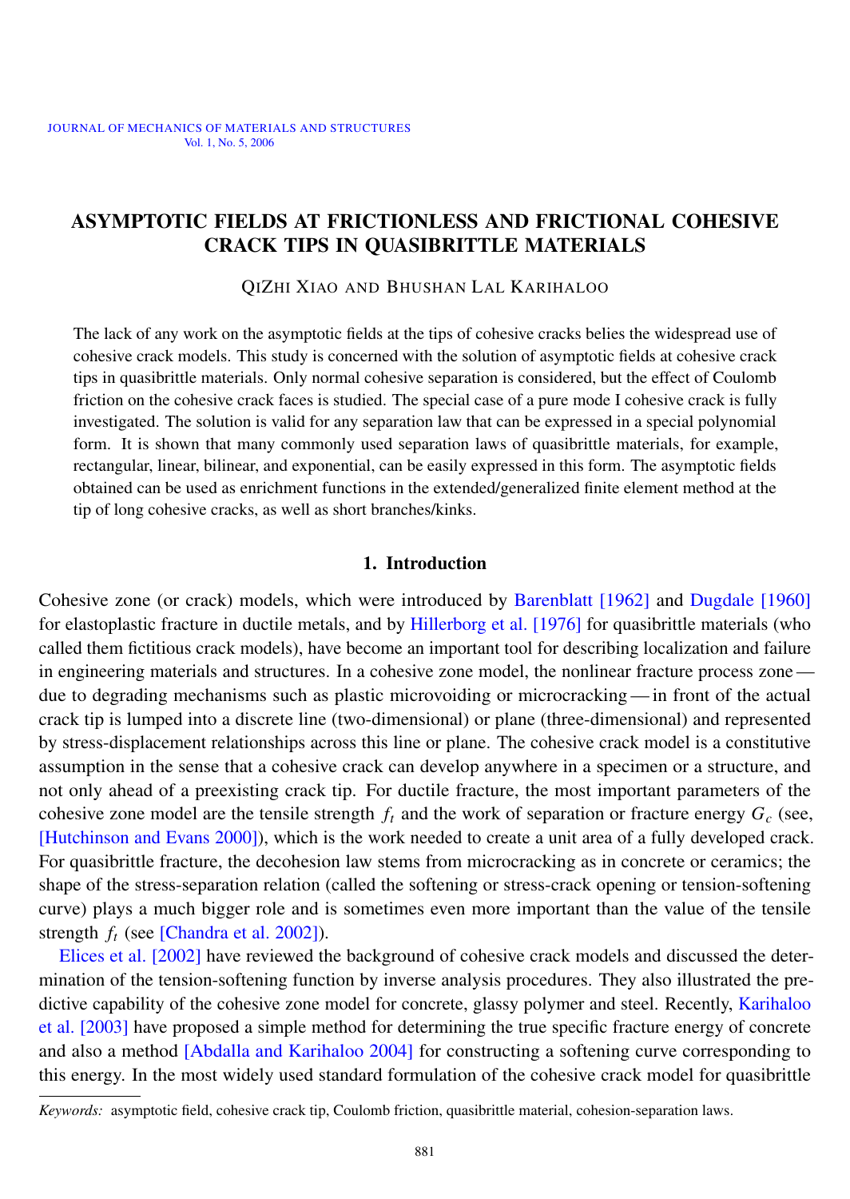# ASYMPTOTIC FIELDS AT FRICTIONLESS AND FRICTIONAL COHESIVE CRACK TIPS IN QUASIBRITTLE MATERIALS

QIZHI XIAO AND BHUSHAN LAL KARIHALOO

The lack of any work on the asymptotic fields at the tips of cohesive cracks belies the widespread use of cohesive crack models. This study is concerned with the solution of asymptotic fields at cohesive crack tips in quasibrittle materials. Only normal cohesive separation is considered, but the effect of Coulomb friction on the cohesive crack faces is studied. The special case of a pure mode I cohesive crack is fully investigated. The solution is valid for any separation law that can be expressed in a special polynomial form. It is shown that many commonly used separation laws of quasibrittle materials, for example, rectangular, linear, bilinear, and exponential, can be easily expressed in this form. The asymptotic fields obtained can be used as enrichment functions in the extended/generalized finite element method at the tip of long cohesive cracks, as well as short branches/kinks.

## 1. Introduction

Cohesive zone (or crack) models, which were introduced by Barenblatt [1962] and Dugdale [1960] for elastoplastic fracture in ductile metals, and by Hillerborg et al. [1976] for quasibrittle materials (who called them fictitious crack models), have become an important tool for describing localization and failure in engineering materials and structures. In a cohesive zone model, the nonlinear fracture process zone — due to degrading mechanisms such as plastic microvoiding or microcracking — in front of the actual crack tip is lumped into a discrete line (two-dimensional) or plane (three-dimensional) and represented by stress-displacement relationships across this line or plane. The cohesive crack model is a constitutive assumption in the sense that a cohesive crack can develop anywhere in a specimen or a structure, and not only ahead of a preexisting crack tip. For ductile fracture, the most important parameters of the cohesive zone model are the tensile strength $f_t$ and the work of separation or fracture energy $G_c$ (see, [Hutchinson and Evans 2000]), which is the work needed to create a unit area of a fully developed crack. For quasibrittle fracture, the decohesion law stems from microcracking as in concrete or ceramics; the shape of the stress-separation relation (called the softening or stress-crack opening or tension-softening curve) plays a much bigger role and is sometimes even more important than the value of the tensile strength $f_t$ (see [Chandra et al. 2002]).

Elices et al. [2002] have reviewed the background of cohesive crack models and discussed the determination of the tension-softening function by inverse analysis procedures. They also illustrated the predictive capability of the cohesive zone model for concrete, glassy polymer and steel. Recently, Karihaloo et al. [2003] have proposed a simple method for determining the true specific fracture energy of concrete and also a method [Abdalla and Karihaloo 2004] for constructing a softening curve corresponding to this energy. In the most widely used standard formulation of the cohesive crack model for quasibrittle

*Keywords:* asymptotic field, cohesive crack tip, Coulomb friction, quasibrittle material, cohesion-separation laws.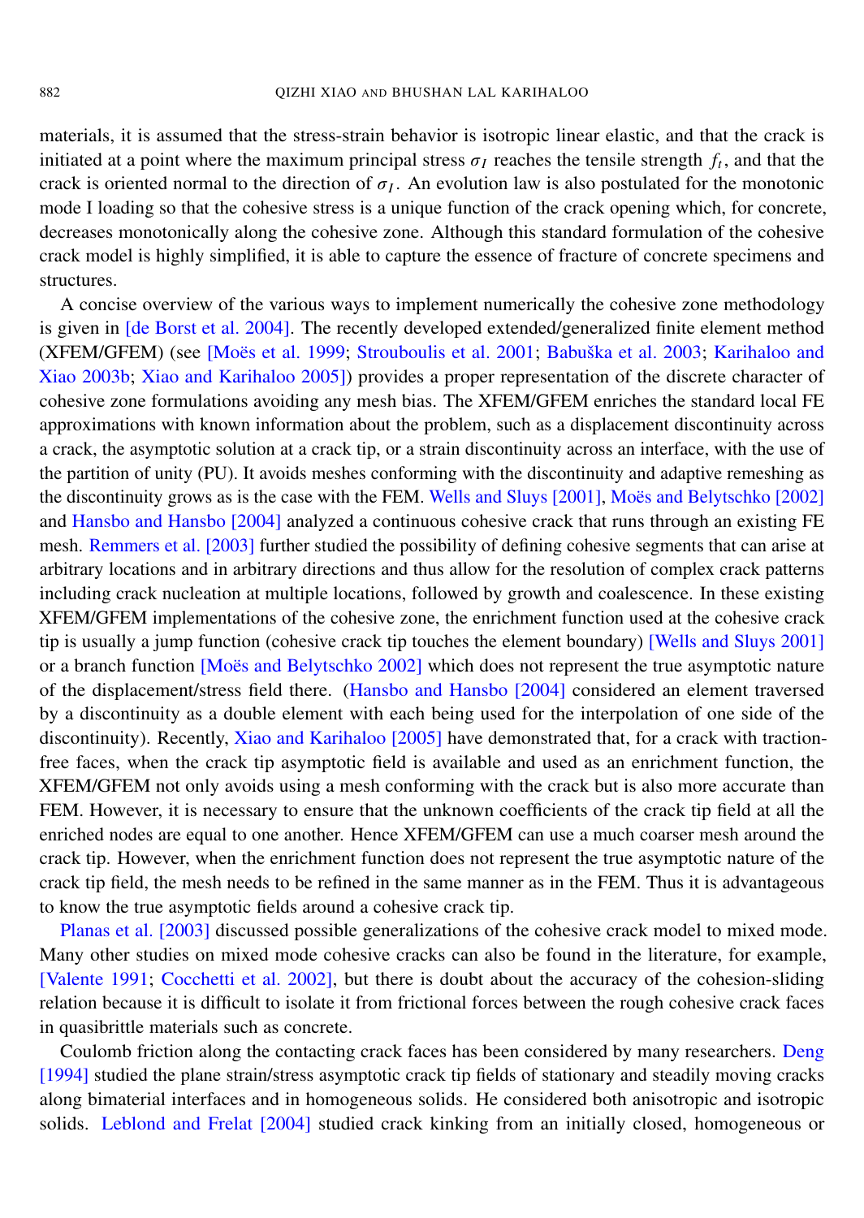materials, it is assumed that the stress-strain behavior is isotropic linear elastic, and that the crack is initiated at a point where the maximum principal stress $\sigma_I$ reaches the tensile strength $f_t$, and that the crack is oriented normal to the direction of $\sigma_I$. An evolution law is also postulated for the monotonic mode I loading so that the cohesive stress is a unique function of the crack opening which, for concrete, decreases monotonically along the cohesive zone. Although this standard formulation of the cohesive crack model is highly simplified, it is able to capture the essence of fracture of concrete specimens and structures.

A concise overview of the various ways to implement numerically the cohesive zone methodology is given in [de Borst et al. 2004]. The recently developed extended/generalized finite element method (XFEM/GFEM) (see [Moës et al. 1999; Strouboulis et al. 2001; Babuška et al. 2003; Karihaloo and Xiao 2003b; Xiao and Karihaloo 2005]) provides a proper representation of the discrete character of cohesive zone formulations avoiding any mesh bias. The XFEM/GFEM enriches the standard local FE approximations with known information about the problem, such as a displacement discontinuity across a crack, the asymptotic solution at a crack tip, or a strain discontinuity across an interface, with the use of the partition of unity (PU). It avoids meshes conforming with the discontinuity and adaptive remeshing as the discontinuity grows as is the case with the FEM. Wells and Sluys [2001], Moës and Belytschko [2002] and Hansbo and Hansbo [2004] analyzed a continuous cohesive crack that runs through an existing FE mesh. Remmers et al. [2003] further studied the possibility of defining cohesive segments that can arise at arbitrary locations and in arbitrary directions and thus allow for the resolution of complex crack patterns including crack nucleation at multiple locations, followed by growth and coalescence. In these existing XFEM/GFEM implementations of the cohesive zone, the enrichment function used at the cohesive crack tip is usually a jump function (cohesive crack tip touches the element boundary) [Wells and Sluys 2001] or a branch function [Moës and Belytschko 2002] which does not represent the true asymptotic nature of the displacement/stress field there. (Hansbo and Hansbo [2004] considered an element traversed by a discontinuity as a double element with each being used for the interpolation of one side of the discontinuity). Recently, Xiao and Karihaloo [2005] have demonstrated that, for a crack with traction-free faces, when the crack tip asymptotic field is available and used as an enrichment function, the XFEM/GFEM not only avoids using a mesh conforming with the crack but is also more accurate than FEM. However, it is necessary to ensure that the unknown coefficients of the crack tip field at all the enriched nodes are equal to one another. Hence XFEM/GFEM can use a much coarser mesh around the crack tip. However, when the enrichment function does not represent the true asymptotic nature of the crack tip field, the mesh needs to be refined in the same manner as in the FEM. Thus it is advantageous to know the true asymptotic fields around a cohesive crack tip.

Planas et al. [2003] discussed possible generalizations of the cohesive crack model to mixed mode. Many other studies on mixed mode cohesive cracks can also be found in the literature, for example, [Valente 1991; Cocchetti et al. 2002], but there is doubt about the accuracy of the cohesion-sliding relation because it is difficult to isolate it from frictional forces between the rough cohesive crack faces in quasibrittle materials such as concrete.

Coulomb friction along the contacting crack faces has been considered by many researchers. Deng [1994] studied the plane strain/stress asymptotic crack tip fields of stationary and steadily moving cracks along bimaterial interfaces and in homogeneous solids. He considered both anisotropic and isotropic solids. Leblond and Frelat [2004] studied crack kinking from an initially closed, homogeneous or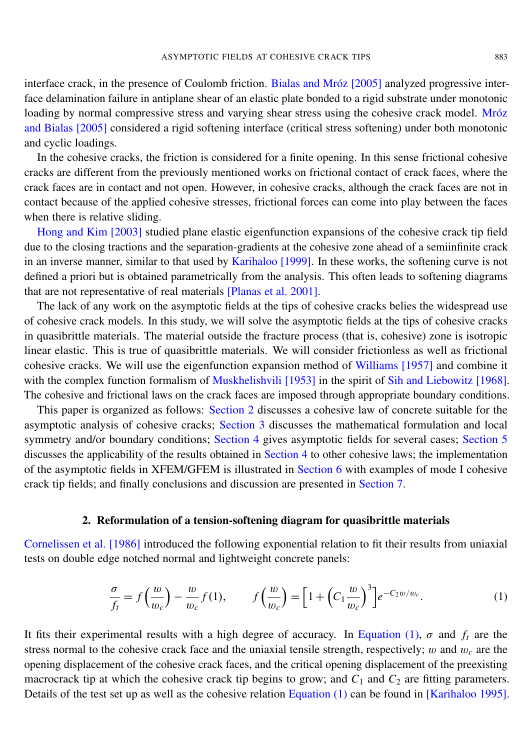interface crack, in the presence of Coulomb friction. Bialas and Mróz [2005] analyzed progressive interface delamination failure in antiplane shear of an elastic plate bonded to a rigid substrate under monotonic loading by normal compressive stress and varying shear stress using the cohesive crack model. Mróz and Bialas [2005] considered a rigid softening interface (critical stress softening) under both monotonic and cyclic loadings.

In the cohesive cracks, the friction is considered for a finite opening. In this sense frictional cohesive cracks are different from the previously mentioned works on frictional contact of crack faces, where the crack faces are in contact and not open. However, in cohesive cracks, although the crack faces are not in contact because of the applied cohesive stresses, frictional forces can come into play between the faces when there is relative sliding.

Hong and Kim [2003] studied plane elastic eigenfunction expansions of the cohesive crack tip field due to the closing tractions and the separation-gradients at the cohesive zone ahead of a semiinfinite crack in an inverse manner, similar to that used by Karihaloo [1999]. In these works, the softening curve is not defined a priori but is obtained parametrically from the analysis. This often leads to softening diagrams that are not representative of real materials [Planas et al. 2001].

The lack of any work on the asymptotic fields at the tips of cohesive cracks belies the widespread use of cohesive crack models. In this study, we will solve the asymptotic fields at the tips of cohesive cracks in quasibrittle materials. The material outside the fracture process (that is, cohesive) zone is isotropic linear elastic. This is true of quasibrittle materials. We will consider frictionless as well as frictional cohesive cracks. We will use the eigenfunction expansion method of Williams [1957] and combine it with the complex function formalism of Muskhelishvili [1953] in the spirit of Sih and Liebowitz [1968]. The cohesive and frictional laws on the crack faces are imposed through appropriate boundary conditions.

This paper is organized as follows: Section 2 discusses a cohesive law of concrete suitable for the asymptotic analysis of cohesive cracks; Section 3 discusses the mathematical formulation and local symmetry and/or boundary conditions; Section 4 gives asymptotic fields for several cases; Section 5 discusses the applicability of the results obtained in Section 4 to other cohesive laws; the implementation of the asymptotic fields in XFEM/GFEM is illustrated in Section 6 with examples of mode I cohesive crack tip fields; and finally conclusions and discussion are presented in Section 7.

## 2. Reformulation of a tension-softening diagram for quasibrittle materials

Cornelissen et al. [1986] introduced the following exponential relation to fit their results from uniaxial tests on double edge notched normal and lightweight concrete panels:

$$\frac{\sigma}{f_t} = f\left(\frac{w}{w_c}\right) - \frac{w}{w_c} f(1), \qquad f\left(\frac{w}{w_c}\right) = \left[1 + \left(C_1 \frac{w}{w_c}\right)^3\right] e^{-C_2 w/w_c}. \tag{1}$$

It fits their experimental results with a high degree of accuracy. In Equation (1), $\sigma$ and $f_t$ are the stress normal to the cohesive crack face and the uniaxial tensile strength, respectively; $w$ and $w_c$ are the opening displacement of the cohesive crack faces, and the critical opening displacement of the preexisting macrocrack tip at which the cohesive crack tip begins to grow; and $C_1$ and $C_2$ are fitting parameters. Details of the test set up as well as the cohesive relation Equation (1) can be found in [Karihaloo 1995].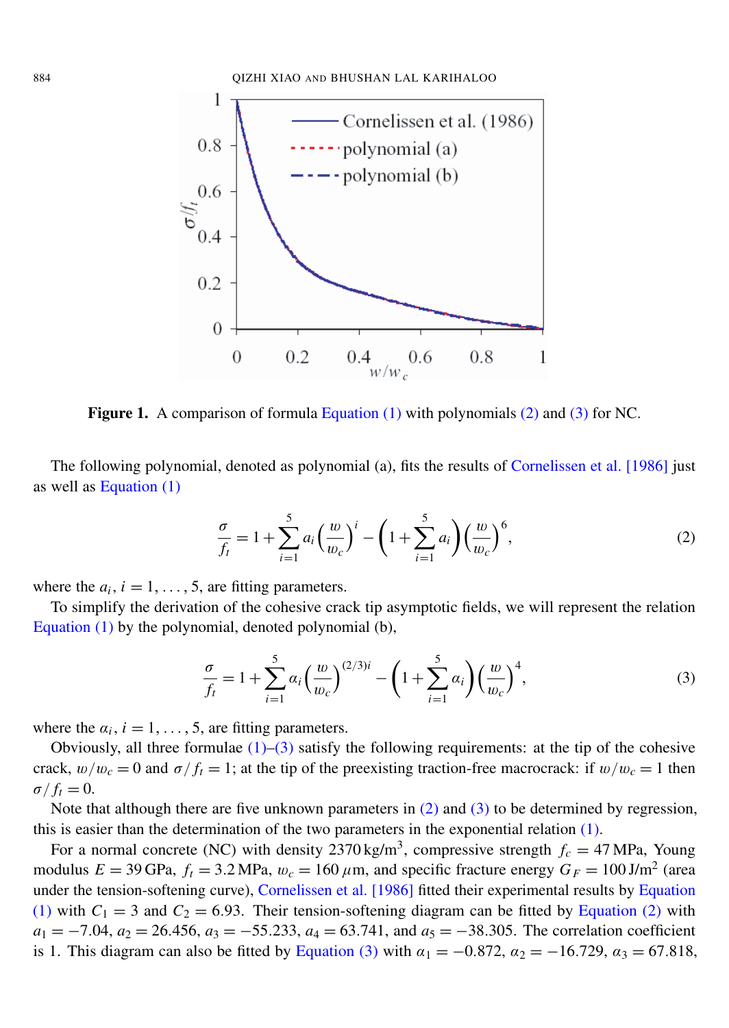Figure 1. A comparison of formula Equation (1) with polynomials (2) and (3) for NC.

The following polynomial, denoted as polynomial (a), fits the results of Cornelissen et al. [1986] just as well as Equation (1)

$$\frac{\sigma}{f_t} = 1 + \sum_{i=1}^{5} a_i \left(\frac{w}{w_c}\right)^i - \left(1 + \sum_{i=1}^{5} a_i\right)\left(\frac{w}{w_c}\right)^6, \tag{2}$$

where the $a_i$, $i = 1, \ldots, 5$, are fitting parameters.

To simplify the derivation of the cohesive crack tip asymptotic fields, we will represent the relation Equation (1) by the polynomial, denoted polynomial (b),

$$\frac{\sigma}{f_t} = 1 + \sum_{i=1}^{5} \alpha_i \left(\frac{w}{w_c}\right)^{(2/3)i} - \left(1 + \sum_{i=1}^{5} \alpha_i\right)\left(\frac{w}{w_c}\right)^4, \tag{3}$$

where the $\alpha_i$, $i = 1, \ldots, 5$, are fitting parameters.

Obviously, all three formulae (1)–(3) satisfy the following requirements: at the tip of the cohesive crack, $w/w_c = 0$ and $\sigma/f_t = 1$; at the tip of the preexisting traction-free macrocrack: if $w/w_c = 1$ then $\sigma/f_t = 0$.

Note that although there are five unknown parameters in (2) and (3) to be determined by regression, this is easier than the determination of the two parameters in the exponential relation (1).

For a normal concrete (NC) with density $2370\,\text{kg/m}^3$, compressive strength $f_c = 47\,\text{MPa}$, Young modulus $E = 39\,\text{GPa}$, $f_t = 3.2\,\text{MPa}$, $w_c = 160\,\mu\text{m}$, and specific fracture energy $G_F = 100\,\text{J/m}^2$ (area under the tension-softening curve), Cornelissen et al. [1986] fitted their experimental results by Equation (1) with $C_1 = 3$ and $C_2 = 6.93$. Their tension-softening diagram can be fitted by Equation (2) with $a_1 = -7.04$, $a_2 = 26.456$, $a_3 = -55.233$, $a_4 = 63.741$, and $a_5 = -38.305$. The correlation coefficient is 1. This diagram can also be fitted by Equation (3) with $\alpha_1 = -0.872$, $\alpha_2 = -16.729$, $\alpha_3 = 67.818$,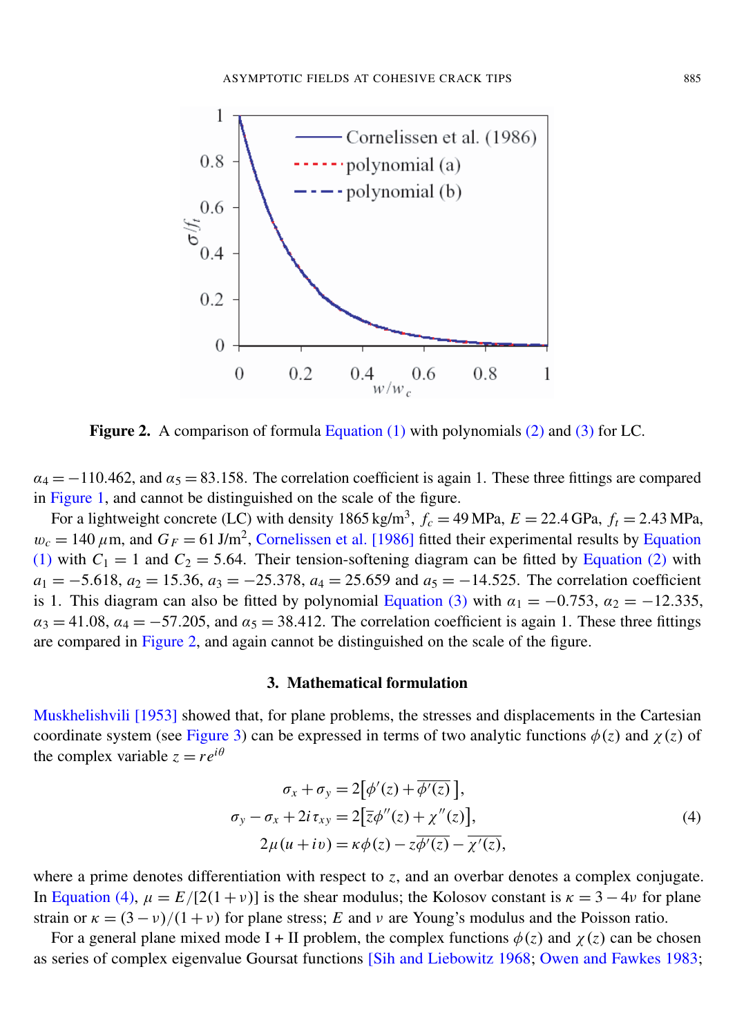**Figure 2.** A comparison of formula Equation (1) with polynomials (2) and (3) for LC.

$\alpha_4 = -110.462$, and $\alpha_5 = 83.158$. The correlation coefficient is again 1. These three fittings are compared in Figure 1, and cannot be distinguished on the scale of the figure.

For a lightweight concrete (LC) with density 1865 kg/m$^3$, $f_c = 49$ MPa, $E = 22.4$ GPa, $f_t = 2.43$ MPa, $w_c = 140\ \mu$m, and $G_F = 61$ J/m$^2$, Cornelissen et al. [1986] fitted their experimental results by Equation (1) with $C_1 = 1$ and $C_2 = 5.64$. Their tension-softening diagram can be fitted by Equation (2) with $a_1 = -5.618$, $a_2 = 15.36$, $a_3 = -25.378$, $a_4 = 25.659$ and $a_5 = -14.525$. The correlation coefficient is 1. This diagram can also be fitted by polynomial Equation (3) with $\alpha_1 = -0.753$, $\alpha_2 = -12.335$, $\alpha_3 = 41.08$, $\alpha_4 = -57.205$, and $\alpha_5 = 38.412$. The correlation coefficient is again 1. These three fittings are compared in Figure 2, and again cannot be distinguished on the scale of the figure.

## 3. Mathematical formulation

Muskhelishvili [1953] showed that, for plane problems, the stresses and displacements in the Cartesian coordinate system (see Figure 3) can be expressed in terms of two analytic functions $\phi(z)$ and $\chi(z)$ of the complex variable $z = re^{i\theta}$

$$
\begin{aligned}
\sigma_x + \sigma_y &= 2\big[\phi'(z) + \overline{\phi'(z)}\,\big],\\
\sigma_y - \sigma_x + 2i\tau_{xy} &= 2\big[\bar{z}\phi''(z) + \chi''(z)\big],\\
2\mu(u + iv) &= \kappa\phi(z) - z\overline{\phi'(z)} - \overline{\chi'(z)},
\end{aligned}
\tag{4}
$$

where a prime denotes differentiation with respect to $z$, and an overbar denotes a complex conjugate. In Equation (4), $\mu = E/[2(1+\nu)]$ is the shear modulus; the Kolosov constant is $\kappa = 3 - 4\nu$ for plane strain or $\kappa = (3-\nu)/(1+\nu)$ for plane stress; $E$ and $\nu$ are Young's modulus and the Poisson ratio.

For a general plane mixed mode I + II problem, the complex functions $\phi(z)$ and $\chi(z)$ can be chosen as series of complex eigenvalue Goursat functions [Sih and Liebowitz 1968; Owen and Fawkes 1983;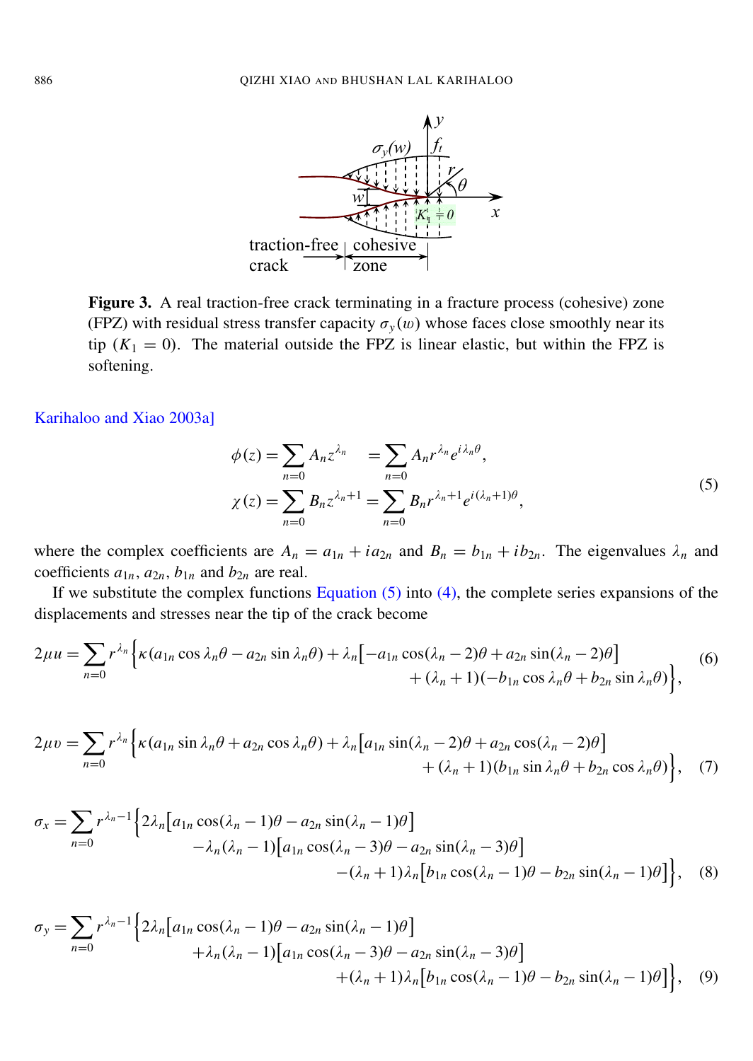**Figure 3.** A real traction-free crack terminating in a fracture process (cohesive) zone (FPZ) with residual stress transfer capacity $\sigma_y(w)$ whose faces close smoothly near its tip ($K_1 = 0$). The material outside the FPZ is linear elastic, but within the FPZ is softening.

Karihaloo and Xiao 2003a]

$$
\begin{aligned}
\phi(z) &= \sum_{n=0} A_n z^{\lambda_n} = \sum_{n=0} A_n r^{\lambda_n} e^{i\lambda_n\theta}, \\
\chi(z) &= \sum_{n=0} B_n z^{\lambda_n+1} = \sum_{n=0} B_n r^{\lambda_n+1} e^{i(\lambda_n+1)\theta},
\end{aligned}
\tag{5}
$$

where the complex coefficients are $A_n = a_{1n} + i a_{2n}$ and $B_n = b_{1n} + i b_{2n}$. The eigenvalues $\lambda_n$ and coefficients $a_{1n}$, $a_{2n}$, $b_{1n}$ and $b_{2n}$ are real.

If we substitute the complex functions Equation (5) into (4), the complete series expansions of the displacements and stresses near the tip of the crack become

$$
\begin{aligned}
2\mu u = \sum_{n=0} r^{\lambda_n} \Big\{ \kappa(a_{1n}\cos\lambda_n\theta - a_{2n}\sin\lambda_n\theta) + \lambda_n\big[-a_{1n}\cos(\lambda_n-2)\theta + a_{2n}\sin(\lambda_n-2)\theta\big] \\
+ (\lambda_n+1)(-b_{1n}\cos\lambda_n\theta + b_{2n}\sin\lambda_n\theta)\Big\},
\end{aligned}
\tag{6}
$$

$$
\begin{aligned}
2\mu v = \sum_{n=0} r^{\lambda_n} \Big\{ \kappa(a_{1n}\sin\lambda_n\theta + a_{2n}\cos\lambda_n\theta) + \lambda_n\big[a_{1n}\sin(\lambda_n-2)\theta + a_{2n}\cos(\lambda_n-2)\theta\big] \\
+ (\lambda_n+1)(b_{1n}\sin\lambda_n\theta + b_{2n}\cos\lambda_n\theta)\Big\},
\end{aligned}
\tag{7}
$$

$$
\begin{aligned}
\sigma_x = \sum_{n=0} r^{\lambda_n-1} \Big\{ 2\lambda_n\big[a_{1n}\cos(\lambda_n-1)\theta - a_{2n}\sin(\lambda_n-1)\theta\big] \\
-\lambda_n(\lambda_n-1)\big[a_{1n}\cos(\lambda_n-3)\theta - a_{2n}\sin(\lambda_n-3)\theta\big] \\
-(\lambda_n+1)\lambda_n\big[b_{1n}\cos(\lambda_n-1)\theta - b_{2n}\sin(\lambda_n-1)\theta\big]\Big\},
\end{aligned}
\tag{8}
$$

$$
\begin{aligned}
\sigma_y = \sum_{n=0} r^{\lambda_n-1} \Big\{ 2\lambda_n\big[a_{1n}\cos(\lambda_n-1)\theta - a_{2n}\sin(\lambda_n-1)\theta\big] \\
+\lambda_n(\lambda_n-1)\big[a_{1n}\cos(\lambda_n-3)\theta - a_{2n}\sin(\lambda_n-3)\theta\big] \\
+(\lambda_n+1)\lambda_n\big[b_{1n}\cos(\lambda_n-1)\theta - b_{2n}\sin(\lambda_n-1)\theta\big]\Big\},
\end{aligned}
\tag{9}
$$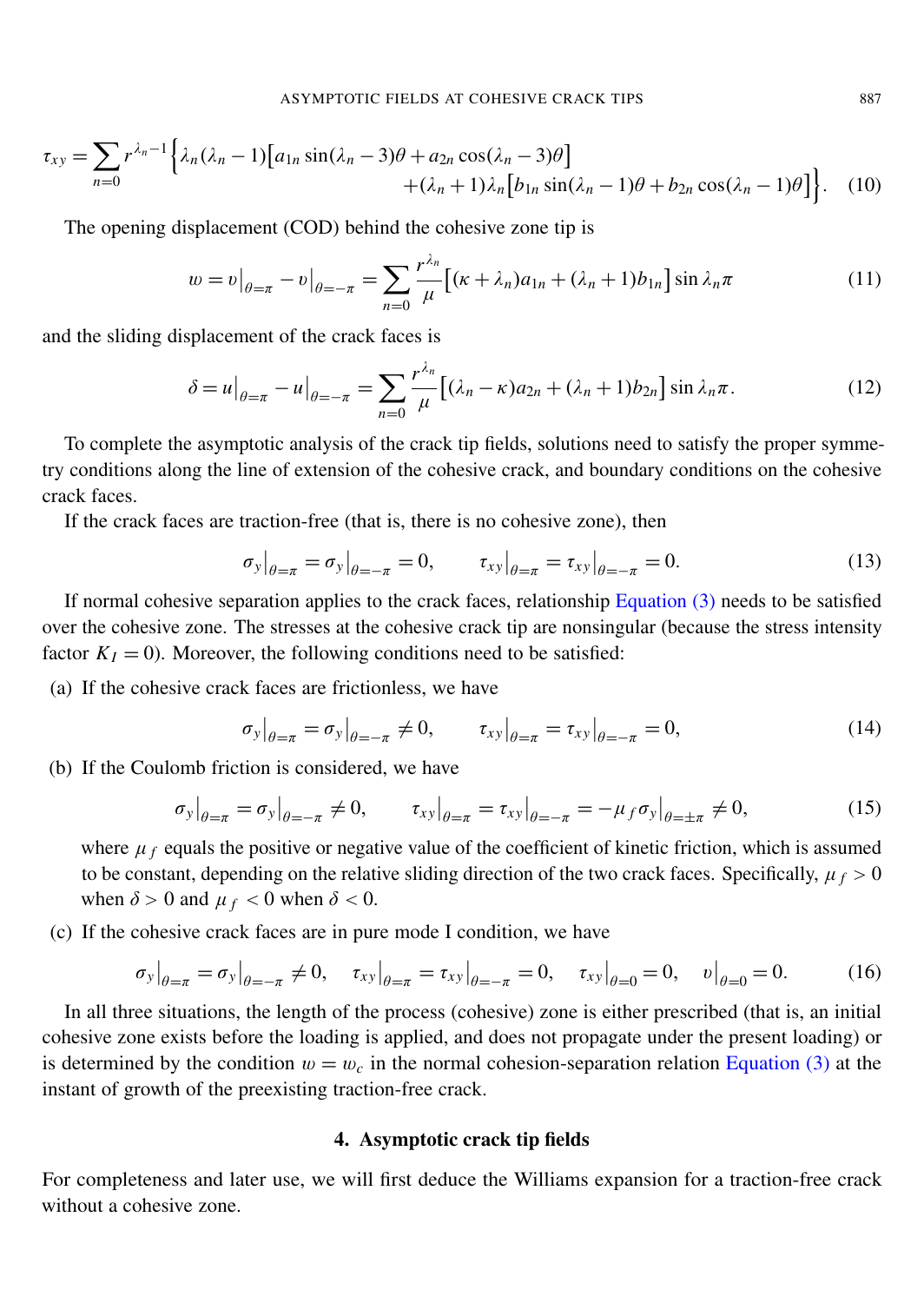$$\tau_{xy} = \sum_{n=0} r^{\lambda_n - 1} \Big\{ \lambda_n(\lambda_n - 1)\big[a_{1n} \sin(\lambda_n - 3)\theta + a_{2n} \cos(\lambda_n - 3)\theta\big] \\ + (\lambda_n + 1)\lambda_n \big[b_{1n} \sin(\lambda_n - 1)\theta + b_{2n} \cos(\lambda_n - 1)\theta\big] \Big\}. \tag{10}$$

The opening displacement (COD) behind the cohesive zone tip is

$$w = v\big|_{\theta=\pi} - v\big|_{\theta=-\pi} = \sum_{n=0} \frac{r^{\lambda_n}}{\mu} \big[(\kappa + \lambda_n)a_{1n} + (\lambda_n + 1)b_{1n}\big] \sin \lambda_n \pi \tag{11}$$

and the sliding displacement of the crack faces is

$$\delta = u\big|_{\theta=\pi} - u\big|_{\theta=-\pi} = \sum_{n=0} \frac{r^{\lambda_n}}{\mu} \big[(\lambda_n - \kappa)a_{2n} + (\lambda_n + 1)b_{2n}\big] \sin \lambda_n \pi. \tag{12}$$

To complete the asymptotic analysis of the crack tip fields, solutions need to satisfy the proper symmetry conditions along the line of extension of the cohesive crack, and boundary conditions on the cohesive crack faces.

If the crack faces are traction-free (that is, there is no cohesive zone), then

$$\sigma_y\big|_{\theta=\pi} = \sigma_y\big|_{\theta=-\pi} = 0, \qquad \tau_{xy}\big|_{\theta=\pi} = \tau_{xy}\big|_{\theta=-\pi} = 0. \tag{13}$$

If normal cohesive separation applies to the crack faces, relationship Equation (3) needs to be satisfied over the cohesive zone. The stresses at the cohesive crack tip are nonsingular (because the stress intensity factor $K_I = 0$). Moreover, the following conditions need to be satisfied:

(a) If the cohesive crack faces are frictionless, we have

$$\sigma_y\big|_{\theta=\pi} = \sigma_y\big|_{\theta=-\pi} \neq 0, \qquad \tau_{xy}\big|_{\theta=\pi} = \tau_{xy}\big|_{\theta=-\pi} = 0, \tag{14}$$

(b) If the Coulomb friction is considered, we have

$$\sigma_y\big|_{\theta=\pi} = \sigma_y\big|_{\theta=-\pi} \neq 0, \qquad \tau_{xy}\big|_{\theta=\pi} = \tau_{xy}\big|_{\theta=-\pi} = -\mu_f \sigma_y\big|_{\theta=\pm\pi} \neq 0, \tag{15}$$

where $\mu_f$ equals the positive or negative value of the coefficient of kinetic friction, which is assumed to be constant, depending on the relative sliding direction of the two crack faces. Specifically, $\mu_f > 0$ when $\delta > 0$ and $\mu_f < 0$ when $\delta < 0$.

(c) If the cohesive crack faces are in pure mode I condition, we have

$$\sigma_y\big|_{\theta=\pi} = \sigma_y\big|_{\theta=-\pi} \neq 0, \quad \tau_{xy}\big|_{\theta=\pi} = \tau_{xy}\big|_{\theta=-\pi} = 0, \quad \tau_{xy}\big|_{\theta=0} = 0, \quad v\big|_{\theta=0} = 0. \tag{16}$$

In all three situations, the length of the process (cohesive) zone is either prescribed (that is, an initial cohesive zone exists before the loading is applied, and does not propagate under the present loading) or is determined by the condition $w = w_c$ in the normal cohesion-separation relation Equation (3) at the instant of growth of the preexisting traction-free crack.

## 4. Asymptotic crack tip fields

For completeness and later use, we will first deduce the Williams expansion for a traction-free crack without a cohesive zone.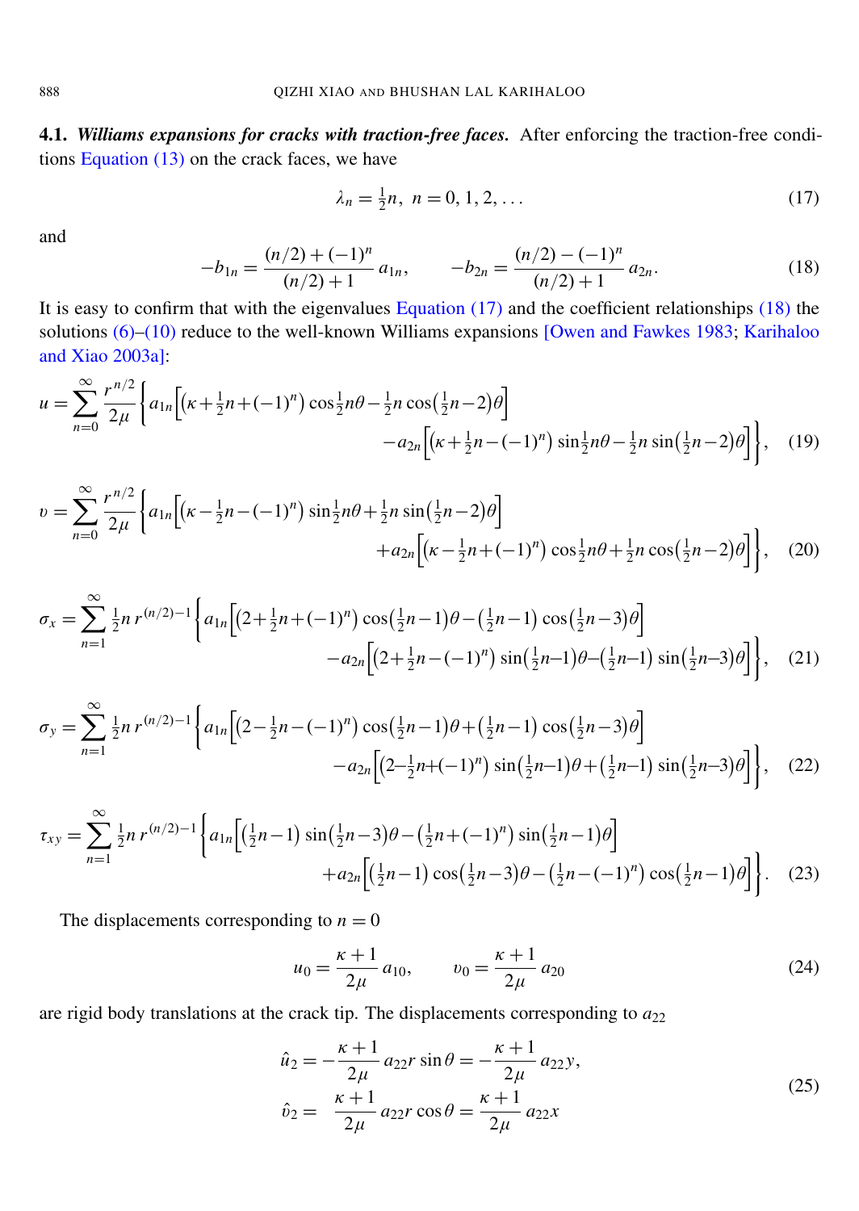### 4.1. *Williams expansions for cracks with traction-free faces.*

After enforcing the traction-free conditions Equation (13) on the crack faces, we have

$$\lambda_n = \tfrac{1}{2}n,\ n = 0, 1, 2, \ldots \tag{17}$$

and

$$-b_{1n} = \frac{(n/2)+(-1)^n}{(n/2)+1}\, a_{1n}, \qquad -b_{2n} = \frac{(n/2)-(-1)^n}{(n/2)+1}\, a_{2n}. \tag{18}$$

It is easy to confirm that with the eigenvalues Equation (17) and the coefficient relationships (18) the solutions (6)–(10) reduce to the well-known Williams expansions [Owen and Fawkes 1983; Karihaloo and Xiao 2003a]:

$$u = \sum_{n=0}^{\infty} \frac{r^{n/2}}{2\mu}\Big\{ a_{1n}\Big[\big(\kappa+\tfrac{1}{2}n+(-1)^n\big)\cos\tfrac{1}{2}n\theta - \tfrac{1}{2}n\cos\big(\tfrac{1}{2}n-2\big)\theta\Big] - a_{2n}\Big[\big(\kappa+\tfrac{1}{2}n-(-1)^n\big)\sin\tfrac{1}{2}n\theta - \tfrac{1}{2}n\sin\big(\tfrac{1}{2}n-2\big)\theta\Big]\Big\}, \tag{19}$$

$$\upsilon = \sum_{n=0}^{\infty} \frac{r^{n/2}}{2\mu}\Big\{ a_{1n}\Big[\big(\kappa-\tfrac{1}{2}n-(-1)^n\big)\sin\tfrac{1}{2}n\theta + \tfrac{1}{2}n\sin\big(\tfrac{1}{2}n-2\big)\theta\Big] + a_{2n}\Big[\big(\kappa-\tfrac{1}{2}n+(-1)^n\big)\cos\tfrac{1}{2}n\theta + \tfrac{1}{2}n\cos\big(\tfrac{1}{2}n-2\big)\theta\Big]\Big\}, \tag{20}$$

$$\sigma_x = \sum_{n=1}^{\infty} \tfrac{1}{2}n\, r^{(n/2)-1}\Big\{ a_{1n}\Big[\big(2+\tfrac{1}{2}n+(-1)^n\big)\cos\big(\tfrac{1}{2}n-1\big)\theta - \big(\tfrac{1}{2}n-1\big)\cos\big(\tfrac{1}{2}n-3\big)\theta\Big] - a_{2n}\Big[\big(2+\tfrac{1}{2}n-(-1)^n\big)\sin\big(\tfrac{1}{2}n-1\big)\theta - \big(\tfrac{1}{2}n-1\big)\sin\big(\tfrac{1}{2}n-3\big)\theta\Big]\Big\}, \tag{21}$$

$$\sigma_y = \sum_{n=1}^{\infty} \tfrac{1}{2}n\, r^{(n/2)-1}\Big\{ a_{1n}\Big[\big(2-\tfrac{1}{2}n-(-1)^n\big)\cos\big(\tfrac{1}{2}n-1\big)\theta + \big(\tfrac{1}{2}n-1\big)\cos\big(\tfrac{1}{2}n-3\big)\theta\Big] - a_{2n}\Big[\big(2-\tfrac{1}{2}n+(-1)^n\big)\sin\big(\tfrac{1}{2}n-1\big)\theta + \big(\tfrac{1}{2}n-1\big)\sin\big(\tfrac{1}{2}n-3\big)\theta\Big]\Big\}, \tag{22}$$

$$\tau_{xy} = \sum_{n=1}^{\infty} \tfrac{1}{2}n\, r^{(n/2)-1}\Big\{ a_{1n}\Big[\big(\tfrac{1}{2}n-1\big)\sin\big(\tfrac{1}{2}n-3\big)\theta - \big(\tfrac{1}{2}n+(-1)^n\big)\sin\big(\tfrac{1}{2}n-1\big)\theta\Big] + a_{2n}\Big[\big(\tfrac{1}{2}n-1\big)\cos\big(\tfrac{1}{2}n-3\big)\theta - \big(\tfrac{1}{2}n-(-1)^n\big)\cos\big(\tfrac{1}{2}n-1\big)\theta\Big]\Big\}. \tag{23}$$

The displacements corresponding to $n = 0$

$$u_0 = \frac{\kappa+1}{2\mu}\, a_{10}, \qquad \upsilon_0 = \frac{\kappa+1}{2\mu}\, a_{20} \tag{24}$$

are rigid body translations at the crack tip. The displacements corresponding to $a_{22}$

$$\hat{u}_2 = -\frac{\kappa+1}{2\mu}\, a_{22} r\sin\theta = -\frac{\kappa+1}{2\mu}\, a_{22} y, \qquad \hat{\upsilon}_2 = \frac{\kappa+1}{2\mu}\, a_{22} r\cos\theta = \frac{\kappa+1}{2\mu}\, a_{22} x \tag{25}$$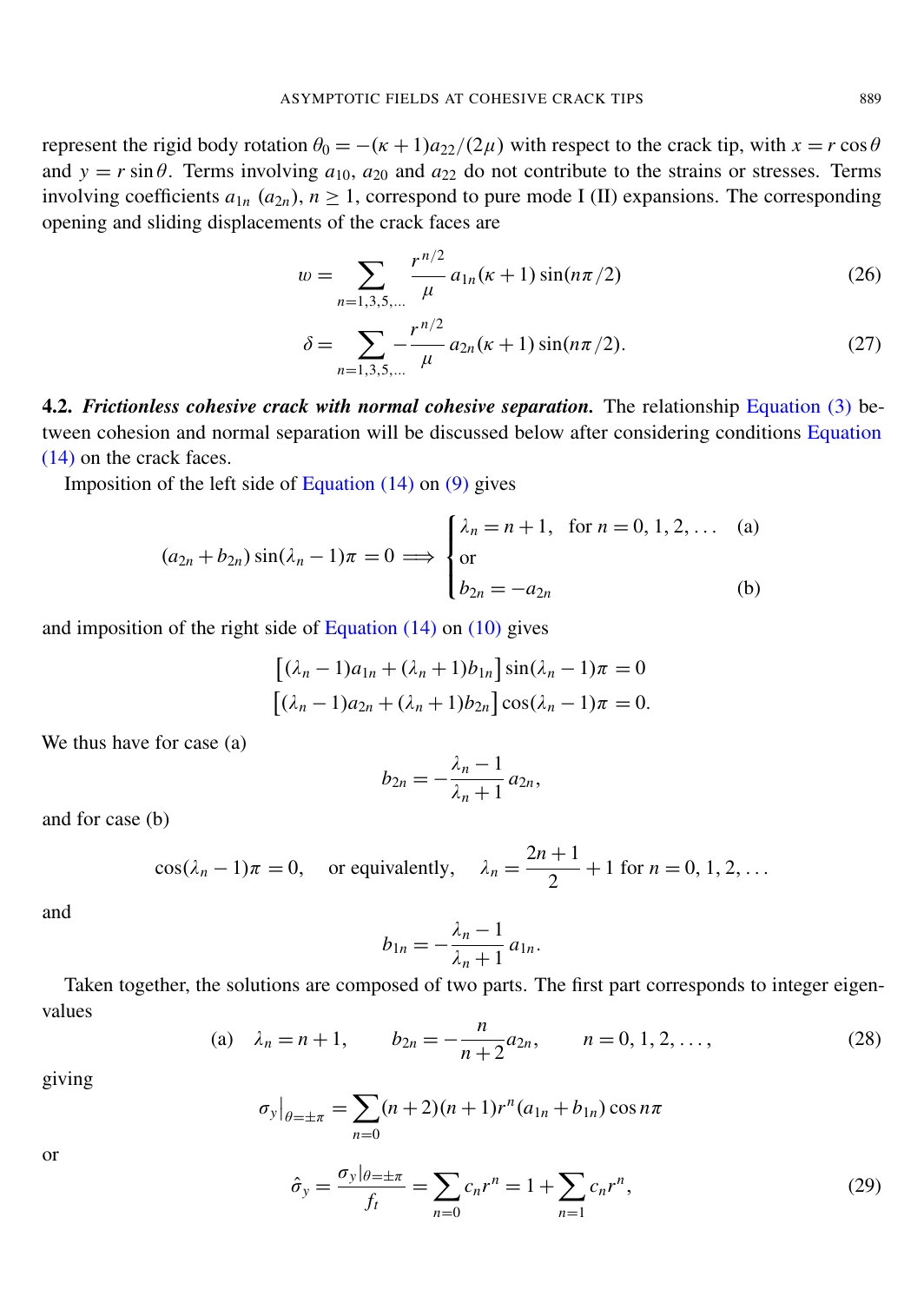represent the rigid body rotation $\theta_0 = -(\kappa+1)a_{22}/(2\mu)$ with respect to the crack tip, with $x = r\cos\theta$ and $y = r\sin\theta$. Terms involving $a_{10}$, $a_{20}$ and $a_{22}$ do not contribute to the strains or stresses. Terms involving coefficients $a_{1n}$ ($a_{2n}$), $n \geq 1$, correspond to pure mode I (II) expansions. The corresponding opening and sliding displacements of the crack faces are

$$w = \sum_{n=1,3,5,\ldots} \frac{r^{n/2}}{\mu} a_{1n}(\kappa+1)\sin(n\pi/2) \tag{26}$$

$$\delta = \sum_{n=1,3,5,\ldots} -\frac{r^{n/2}}{\mu} a_{2n}(\kappa+1)\sin(n\pi/2). \tag{27}$$

**4.2.** ***Frictionless cohesive crack with normal cohesive separation.*** The relationship Equation (3) between cohesion and normal separation will be discussed below after considering conditions Equation (14) on the crack faces.

Imposition of the left side of Equation (14) on (9) gives

$$(a_{2n}+b_{2n})\sin(\lambda_n-1)\pi = 0 \implies \begin{cases} \lambda_n = n+1, \quad \text{for } n = 0,1,2,\ldots & \text{(a)} \\ \text{or} \\ b_{2n} = -a_{2n} & \text{(b)} \end{cases}$$

and imposition of the right side of Equation (14) on (10) gives

$$\left[(\lambda_n-1)a_{1n} + (\lambda_n+1)b_{1n}\right]\sin(\lambda_n-1)\pi = 0$$
$$\left[(\lambda_n-1)a_{2n} + (\lambda_n+1)b_{2n}\right]\cos(\lambda_n-1)\pi = 0.$$

We thus have for case (a)

$$b_{2n} = -\frac{\lambda_n-1}{\lambda_n+1}a_{2n},$$

and for case (b)

$$\cos(\lambda_n-1)\pi = 0, \quad \text{or equivalently,} \quad \lambda_n = \frac{2n+1}{2}+1 \text{ for } n = 0,1,2,\ldots$$

and

$$b_{1n} = -\frac{\lambda_n-1}{\lambda_n+1}a_{1n}.$$

Taken together, the solutions are composed of two parts. The first part corresponds to integer eigenvalues

$$\text{(a)} \quad \lambda_n = n+1, \qquad b_{2n} = -\frac{n}{n+2}a_{2n}, \qquad n = 0,1,2,\ldots, \tag{28}$$

giving

$$\sigma_y\big|_{\theta=\pm\pi} = \sum_{n=0}(n+2)(n+1)r^n(a_{1n}+b_{1n})\cos n\pi$$

or

$$\hat{\sigma}_y = \frac{\sigma_y|_{\theta=\pm\pi}}{f_t} = \sum_{n=0} c_n r^n = 1 + \sum_{n=1} c_n r^n, \tag{29}$$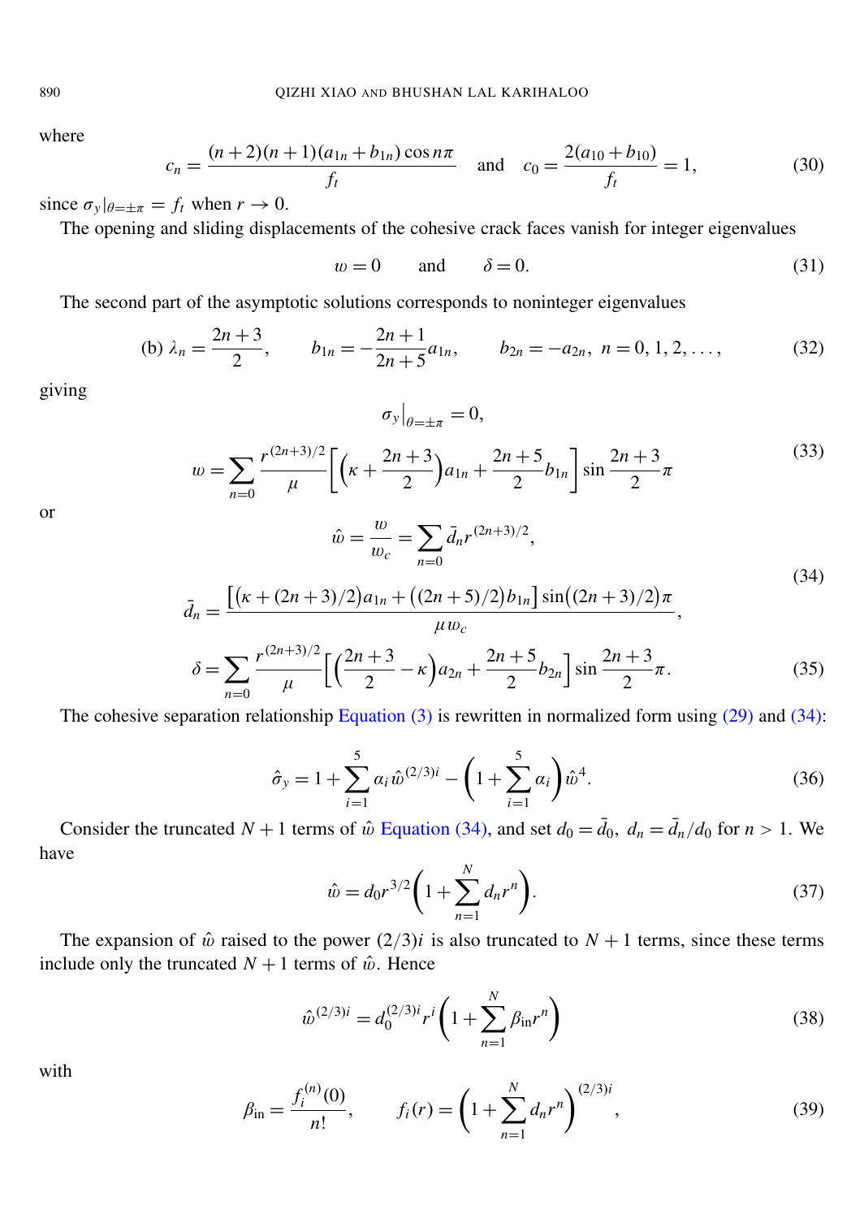where

$$c_n = \frac{(n+2)(n+1)(a_{1n}+b_{1n})\cos n\pi}{f_t} \quad \text{and} \quad c_0 = \frac{2(a_{10}+b_{10})}{f_t} = 1, \tag{30}$$

since $\sigma_y|_{\theta=\pm\pi} = f_t$ when $r \to 0$.

The opening and sliding displacements of the cohesive crack faces vanish for integer eigenvalues

$$w = 0 \quad \text{and} \quad \delta = 0. \tag{31}$$

The second part of the asymptotic solutions corresponds to noninteger eigenvalues

$$\text{(b) } \lambda_n = \frac{2n+3}{2}, \qquad b_{1n} = -\frac{2n+1}{2n+5}a_{1n}, \qquad b_{2n} = -a_{2n},\ n = 0, 1, 2, \ldots, \tag{32}$$

giving

$$\begin{aligned} &\sigma_y\big|_{\theta=\pm\pi} = 0, \\ &w = \sum_{n=0} \frac{r^{(2n+3)/2}}{\mu}\left[\left(\kappa + \frac{2n+3}{2}\right)a_{1n} + \frac{2n+5}{2}b_{1n}\right]\sin\frac{2n+3}{2}\pi \end{aligned} \tag{33}$$

or

$$\begin{aligned} &\hat{w} = \frac{w}{w_c} = \sum_{n=0} \bar{d}_n r^{(2n+3)/2}, \\ &\bar{d}_n = \frac{\left[\left(\kappa + (2n+3)/2\right)a_{1n} + \left((2n+5)/2\right)b_{1n}\right]\sin\left((2n+3)/2\right)\pi}{\mu w_c}, \end{aligned} \tag{34}$$

$$\delta = \sum_{n=0} \frac{r^{(2n+3)/2}}{\mu}\left[\left(\frac{2n+3}{2} - \kappa\right)a_{2n} + \frac{2n+5}{2}b_{2n}\right]\sin\frac{2n+3}{2}\pi. \tag{35}$$

The cohesive separation relationship Equation (3) is rewritten in normalized form using (29) and (34):

$$\hat{\sigma}_y = 1 + \sum_{i=1}^{5} \alpha_i \hat{w}^{(2/3)i} - \left(1 + \sum_{i=1}^{5} \alpha_i\right)\hat{w}^4. \tag{36}$$

Consider the truncated $N+1$ terms of $\hat{w}$ Equation (34), and set $d_0 = \bar{d}_0$, $d_n = \bar{d}_n/d_0$ for $n > 1$. We have

$$\hat{w} = d_0 r^{3/2}\left(1 + \sum_{n=1}^{N} d_n r^n\right). \tag{37}$$

The expansion of $\hat{w}$ raised to the power $(2/3)i$ is also truncated to $N+1$ terms, since these terms include only the truncated $N+1$ terms of $\hat{w}$. Hence

$$\hat{w}^{(2/3)i} = d_0^{(2/3)i} r^i \left(1 + \sum_{n=1}^{N} \beta_{\text{in}} r^n\right) \tag{38}$$

with

$$\beta_{\text{in}} = \frac{f_i^{(n)}(0)}{n!}, \qquad f_i(r) = \left(1 + \sum_{n=1}^{N} d_n r^n\right)^{(2/3)i}, \tag{39}$$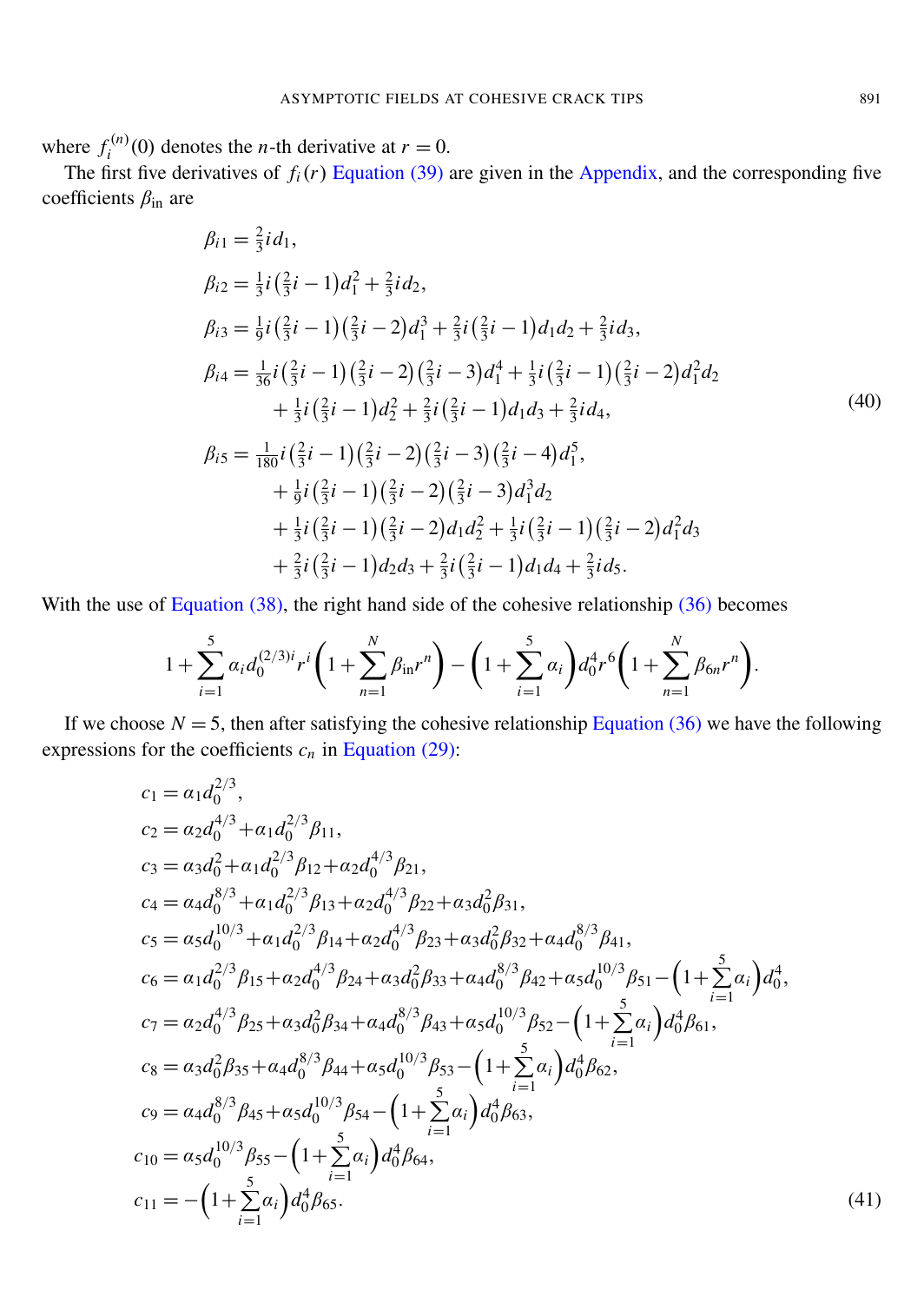where $f_i^{(n)}(0)$ denotes the $n$-th derivative at $r = 0$.

The first five derivatives of $f_i(r)$ Equation (39) are given in the Appendix, and the corresponding five coefficients $\beta_{\text{in}}$ are

$$
\begin{aligned}
\beta_{i1} &= \tfrac{2}{3} i d_1, \\
\beta_{i2} &= \tfrac{1}{3} i \left(\tfrac{2}{3} i - 1\right) d_1^2 + \tfrac{2}{3} i d_2, \\
\beta_{i3} &= \tfrac{1}{9} i \left(\tfrac{2}{3} i - 1\right)\left(\tfrac{2}{3} i - 2\right) d_1^3 + \tfrac{2}{3} i \left(\tfrac{2}{3} i - 1\right) d_1 d_2 + \tfrac{2}{3} i d_3, \\
\beta_{i4} &= \tfrac{1}{36} i \left(\tfrac{2}{3} i - 1\right)\left(\tfrac{2}{3} i - 2\right)\left(\tfrac{2}{3} i - 3\right) d_1^4 + \tfrac{1}{3} i \left(\tfrac{2}{3} i - 1\right)\left(\tfrac{2}{3} i - 2\right) d_1^2 d_2 \\
&\quad + \tfrac{1}{3} i \left(\tfrac{2}{3} i - 1\right) d_2^2 + \tfrac{2}{3} i \left(\tfrac{2}{3} i - 1\right) d_1 d_3 + \tfrac{2}{3} i d_4, \\
\beta_{i5} &= \tfrac{1}{180} i \left(\tfrac{2}{3} i - 1\right)\left(\tfrac{2}{3} i - 2\right)\left(\tfrac{2}{3} i - 3\right)\left(\tfrac{2}{3} i - 4\right) d_1^5, \\
&\quad + \tfrac{1}{9} i \left(\tfrac{2}{3} i - 1\right)\left(\tfrac{2}{3} i - 2\right)\left(\tfrac{2}{3} i - 3\right) d_1^3 d_2 \\
&\quad + \tfrac{1}{3} i \left(\tfrac{2}{3} i - 1\right)\left(\tfrac{2}{3} i - 2\right) d_1 d_2^2 + \tfrac{1}{3} i \left(\tfrac{2}{3} i - 1\right)\left(\tfrac{2}{3} i - 2\right) d_1^2 d_3 \\
&\quad + \tfrac{2}{3} i \left(\tfrac{2}{3} i - 1\right) d_2 d_3 + \tfrac{2}{3} i \left(\tfrac{2}{3} i - 1\right) d_1 d_4 + \tfrac{2}{3} i d_5.
\end{aligned}
\tag{40}
$$

With the use of Equation (38), the right hand side of the cohesive relationship (36) becomes

$$
1 + \sum_{i=1}^{5} \alpha_i d_0^{(2/3)i} r^i \left(1 + \sum_{n=1}^{N} \beta_{\text{in}} r^n\right) - \left(1 + \sum_{i=1}^{5} \alpha_i\right) d_0^4 r^6 \left(1 + \sum_{n=1}^{N} \beta_{6n} r^n\right).
$$

If we choose $N = 5$, then after satisfying the cohesive relationship Equation (36) we have the following expressions for the coefficients $c_n$ in Equation (29):

$$
\begin{aligned}
c_1 &= \alpha_1 d_0^{2/3}, \\
c_2 &= \alpha_2 d_0^{4/3} + \alpha_1 d_0^{2/3} \beta_{11}, \\
c_3 &= \alpha_3 d_0^2 + \alpha_1 d_0^{2/3} \beta_{12} + \alpha_2 d_0^{4/3} \beta_{21}, \\
c_4 &= \alpha_4 d_0^{8/3} + \alpha_1 d_0^{2/3} \beta_{13} + \alpha_2 d_0^{4/3} \beta_{22} + \alpha_3 d_0^2 \beta_{31}, \\
c_5 &= \alpha_5 d_0^{10/3} + \alpha_1 d_0^{2/3} \beta_{14} + \alpha_2 d_0^{4/3} \beta_{23} + \alpha_3 d_0^2 \beta_{32} + \alpha_4 d_0^{8/3} \beta_{41}, \\
c_6 &= \alpha_1 d_0^{2/3} \beta_{15} + \alpha_2 d_0^{4/3} \beta_{24} + \alpha_3 d_0^2 \beta_{33} + \alpha_4 d_0^{8/3} \beta_{42} + \alpha_5 d_0^{10/3} \beta_{51} - \left(1 + \sum_{i=1}^{5} \alpha_i\right) d_0^4, \\
c_7 &= \alpha_2 d_0^{4/3} \beta_{25} + \alpha_3 d_0^2 \beta_{34} + \alpha_4 d_0^{8/3} \beta_{43} + \alpha_5 d_0^{10/3} \beta_{52} - \left(1 + \sum_{i=1}^{5} \alpha_i\right) d_0^4 \beta_{61}, \\
c_8 &= \alpha_3 d_0^2 \beta_{35} + \alpha_4 d_0^{8/3} \beta_{44} + \alpha_5 d_0^{10/3} \beta_{53} - \left(1 + \sum_{i=1}^{5} \alpha_i\right) d_0^4 \beta_{62}, \\
c_9 &= \alpha_4 d_0^{8/3} \beta_{45} + \alpha_5 d_0^{10/3} \beta_{54} - \left(1 + \sum_{i=1}^{5} \alpha_i\right) d_0^4 \beta_{63}, \\
c_{10} &= \alpha_5 d_0^{10/3} \beta_{55} - \left(1 + \sum_{i=1}^{5} \alpha_i\right) d_0^4 \beta_{64}, \\
c_{11} &= -\left(1 + \sum_{i=1}^{5} \alpha_i\right) d_0^4 \beta_{65}.
\end{aligned}
\tag{41}
$$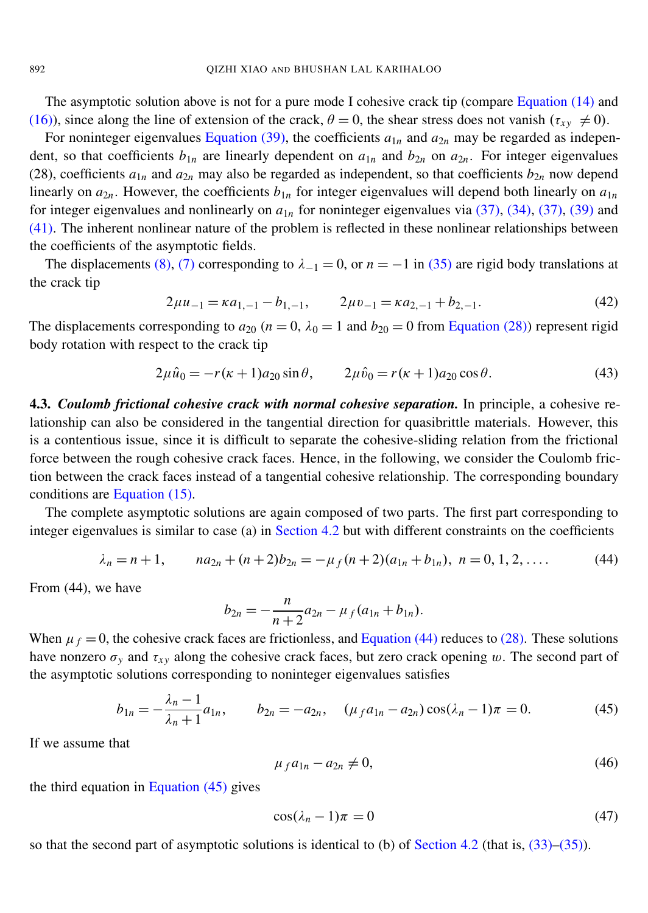The asymptotic solution above is not for a pure mode I cohesive crack tip (compare Equation (14) and (16)), since along the line of extension of the crack, $\theta = 0$, the shear stress does not vanish ($\tau_{xy} \neq 0$).

For noninteger eigenvalues Equation (39), the coefficients $a_{1n}$ and $a_{2n}$ may be regarded as independent, so that coefficients $b_{1n}$ are linearly dependent on $a_{1n}$ and $b_{2n}$ on $a_{2n}$. For integer eigenvalues (28), coefficients $a_{1n}$ and $a_{2n}$ may also be regarded as independent, so that coefficients $b_{2n}$ now depend linearly on $a_{2n}$. However, the coefficients $b_{1n}$ for integer eigenvalues will depend both linearly on $a_{1n}$ for integer eigenvalues and nonlinearly on $a_{1n}$ for noninteger eigenvalues via (37), (34), (37), (39) and (41). The inherent nonlinear nature of the problem is reflected in these nonlinear relationships between the coefficients of the asymptotic fields.

The displacements (8), (7) corresponding to $\lambda_{-1} = 0$, or $n = -1$ in (35) are rigid body translations at the crack tip

$$2\mu u_{-1} = \kappa a_{1,-1} - b_{1,-1}, \qquad 2\mu v_{-1} = \kappa a_{2,-1} + b_{2,-1}. \tag{42}$$

The displacements corresponding to $a_{20}$ ($n = 0$, $\lambda_0 = 1$ and $b_{20} = 0$ from Equation (28)) represent rigid body rotation with respect to the crack tip

$$2\mu \hat{u}_0 = -r(\kappa + 1)a_{20}\sin\theta, \qquad 2\mu \hat{v}_0 = r(\kappa + 1)a_{20}\cos\theta. \tag{43}$$

**4.3.** ***Coulomb frictional cohesive crack with normal cohesive separation.*** In principle, a cohesive relationship can also be considered in the tangential direction for quasibrittle materials. However, this is a contentious issue, since it is difficult to separate the cohesive-sliding relation from the frictional force between the rough cohesive crack faces. Hence, in the following, we consider the Coulomb friction between the crack faces instead of a tangential cohesive relationship. The corresponding boundary conditions are Equation (15).

The complete asymptotic solutions are again composed of two parts. The first part corresponding to integer eigenvalues is similar to case (a) in Section 4.2 but with different constraints on the coefficients

$$\lambda_n = n + 1, \qquad n a_{2n} + (n + 2)b_{2n} = -\mu_f (n + 2)(a_{1n} + b_{1n}), \; n = 0, 1, 2, \ldots. \tag{44}$$

From (44), we have

$$b_{2n} = -\frac{n}{n+2}a_{2n} - \mu_f (a_{1n} + b_{1n}).$$

When $\mu_f = 0$, the cohesive crack faces are frictionless, and Equation (44) reduces to (28). These solutions have nonzero $\sigma_y$ and $\tau_{xy}$ along the cohesive crack faces, but zero crack opening $w$. The second part of the asymptotic solutions corresponding to noninteger eigenvalues satisfies

$$b_{1n} = -\frac{\lambda_n - 1}{\lambda_n + 1}a_{1n}, \qquad b_{2n} = -a_{2n}, \quad (\mu_f a_{1n} - a_{2n})\cos(\lambda_n - 1)\pi = 0. \tag{45}$$

If we assume that

$$\mu_f a_{1n} - a_{2n} \neq 0, \tag{46}$$

the third equation in Equation (45) gives

$$\cos(\lambda_n - 1)\pi = 0 \tag{47}$$

so that the second part of asymptotic solutions is identical to (b) of Section 4.2 (that is, (33)–(35)).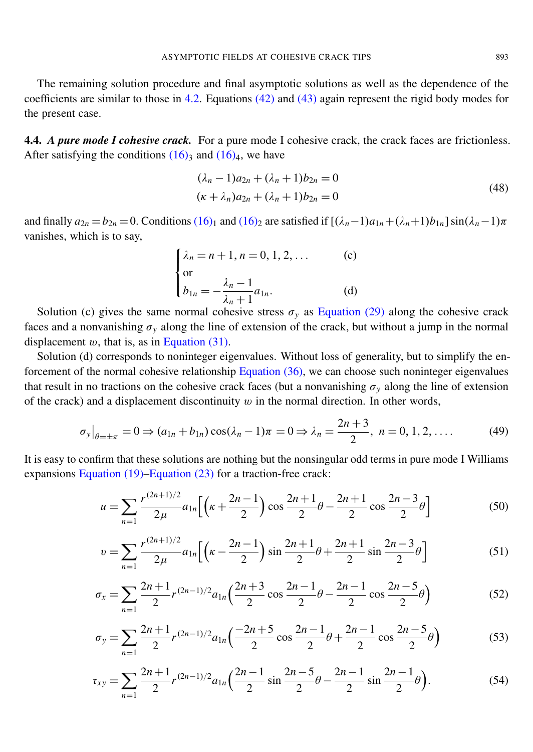The remaining solution procedure and final asymptotic solutions as well as the dependence of the coefficients are similar to those in 4.2. Equations (42) and (43) again represent the rigid body modes for the present case.

**4.4.** ***A pure mode I cohesive crack.*** For a pure mode I cohesive crack, the crack faces are frictionless. After satisfying the conditions $(16)_3$ and $(16)_4$, we have

$$
\begin{aligned}
(\lambda_n - 1)a_{2n} + (\lambda_n + 1)b_{2n} &= 0\\
(\kappa + \lambda_n)a_{2n} + (\lambda_n + 1)b_{2n} &= 0
\end{aligned}
\tag{48}
$$

and finally $a_{2n} = b_{2n} = 0$. Conditions $(16)_1$ and $(16)_2$ are satisfied if $[(\lambda_n - 1)a_{1n} + (\lambda_n + 1)b_{1n}]\sin(\lambda_n - 1)\pi$ vanishes, which is to say,

$$
\begin{cases}
\lambda_n = n+1,\, n = 0, 1, 2, \ldots & \text{(c)}\\
\text{or} & \\
b_{1n} = -\dfrac{\lambda_n - 1}{\lambda_n + 1}a_{1n}. & \text{(d)}
\end{cases}
$$

Solution (c) gives the same normal cohesive stress $\sigma_y$ as Equation (29) along the cohesive crack faces and a nonvanishing $\sigma_y$ along the line of extension of the crack, but without a jump in the normal displacement $w$, that is, as in Equation (31).

Solution (d) corresponds to noninteger eigenvalues. Without loss of generality, but to simplify the enforcement of the normal cohesive relationship Equation (36), we can choose such noninteger eigenvalues that result in no tractions on the cohesive crack faces (but a nonvanishing $\sigma_y$ along the line of extension of the crack) and a displacement discontinuity $w$ in the normal direction. In other words,

$$
\sigma_y\big|_{\theta=\pm\pi} = 0 \Rightarrow (a_{1n} + b_{1n})\cos(\lambda_n - 1)\pi = 0 \Rightarrow \lambda_n = \frac{2n+3}{2},\ \ n = 0, 1, 2, \ldots. \tag{49}
$$

It is easy to confirm that these solutions are nothing but the nonsingular odd terms in pure mode I Williams expansions Equation (19)–Equation (23) for a traction-free crack:

$$
u = \sum_{n=1} \frac{r^{(2n+1)/2}}{2\mu} a_{1n}\Big[\Big(\kappa + \frac{2n-1}{2}\Big)\cos\frac{2n+1}{2}\theta - \frac{2n+1}{2}\cos\frac{2n-3}{2}\theta\Big] \tag{50}
$$

$$
v = \sum_{n=1} \frac{r^{(2n+1)/2}}{2\mu} a_{1n}\Big[\Big(\kappa - \frac{2n-1}{2}\Big)\sin\frac{2n+1}{2}\theta + \frac{2n+1}{2}\sin\frac{2n-3}{2}\theta\Big] \tag{51}
$$

$$
\sigma_x = \sum_{n=1} \frac{2n+1}{2} r^{(2n-1)/2} a_{1n}\Big(\frac{2n+3}{2}\cos\frac{2n-1}{2}\theta - \frac{2n-1}{2}\cos\frac{2n-5}{2}\theta\Big) \tag{52}
$$

$$
\sigma_y = \sum_{n=1} \frac{2n+1}{2} r^{(2n-1)/2} a_{1n}\Big(\frac{-2n+5}{2}\cos\frac{2n-1}{2}\theta + \frac{2n-1}{2}\cos\frac{2n-5}{2}\theta\Big) \tag{53}
$$

$$
\tau_{xy} = \sum_{n=1} \frac{2n+1}{2} r^{(2n-1)/2} a_{1n}\Big(\frac{2n-1}{2}\sin\frac{2n-5}{2}\theta - \frac{2n-1}{2}\sin\frac{2n-1}{2}\theta\Big). \tag{54}
$$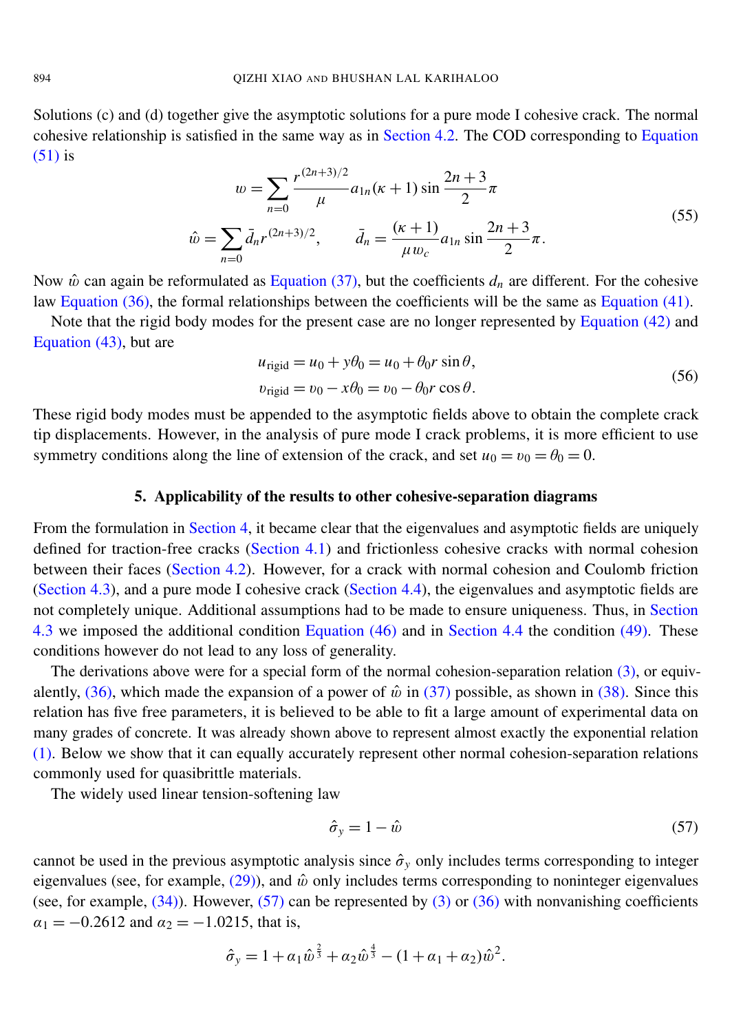Solutions (c) and (d) together give the asymptotic solutions for a pure mode I cohesive crack. The normal cohesive relationship is satisfied in the same way as in Section 4.2. The COD corresponding to Equation (51) is

$$
\begin{aligned}
w &= \sum_{n=0} \frac{r^{(2n+3)/2}}{\mu} a_{1n}(\kappa+1) \sin \frac{2n+3}{2}\pi \\
\hat{w} &= \sum_{n=0} \bar{d}_n r^{(2n+3)/2}, \qquad \bar{d}_n = \frac{(\kappa+1)}{\mu w_c} a_{1n} \sin \frac{2n+3}{2}\pi.
\end{aligned}
\tag{55}
$$

Now $\hat{w}$ can again be reformulated as Equation (37), but the coefficients $d_n$ are different. For the cohesive law Equation (36), the formal relationships between the coefficients will be the same as Equation (41).

Note that the rigid body modes for the present case are no longer represented by Equation (42) and Equation (43), but are

$$
\begin{aligned}
u_{\text{rigid}} &= u_0 + y\theta_0 = u_0 + \theta_0 r \sin\theta, \\
v_{\text{rigid}} &= v_0 - x\theta_0 = v_0 - \theta_0 r \cos\theta.
\end{aligned}
\tag{56}
$$

These rigid body modes must be appended to the asymptotic fields above to obtain the complete crack tip displacements. However, in the analysis of pure mode I crack problems, it is more efficient to use symmetry conditions along the line of extension of the crack, and set $u_0 = v_0 = \theta_0 = 0$.

## 5. Applicability of the results to other cohesive-separation diagrams

From the formulation in Section 4, it became clear that the eigenvalues and asymptotic fields are uniquely defined for traction-free cracks (Section 4.1) and frictionless cohesive cracks with normal cohesion between their faces (Section 4.2). However, for a crack with normal cohesion and Coulomb friction (Section 4.3), and a pure mode I cohesive crack (Section 4.4), the eigenvalues and asymptotic fields are not completely unique. Additional assumptions had to be made to ensure uniqueness. Thus, in Section 4.3 we imposed the additional condition Equation (46) and in Section 4.4 the condition (49). These conditions however do not lead to any loss of generality.

The derivations above were for a special form of the normal cohesion-separation relation (3), or equivalently, (36), which made the expansion of a power of $\hat{w}$ in (37) possible, as shown in (38). Since this relation has five free parameters, it is believed to be able to fit a large amount of experimental data on many grades of concrete. It was already shown above to represent almost exactly the exponential relation (1). Below we show that it can equally accurately represent other normal cohesion-separation relations commonly used for quasibrittle materials.

The widely used linear tension-softening law

$$
\hat{\sigma}_y = 1 - \hat{w}
\tag{57}
$$

cannot be used in the previous asymptotic analysis since $\hat{\sigma}_y$ only includes terms corresponding to integer eigenvalues (see, for example, (29)), and $\hat{w}$ only includes terms corresponding to noninteger eigenvalues (see, for example, (34)). However, (57) can be represented by (3) or (36) with nonvanishing coefficients $\alpha_1 = -0.2612$ and $\alpha_2 = -1.0215$, that is,

$$
\hat{\sigma}_y = 1 + \alpha_1 \hat{w}^{\frac{2}{3}} + \alpha_2 \hat{w}^{\frac{4}{3}} - (1 + \alpha_1 + \alpha_2)\hat{w}^2.
$$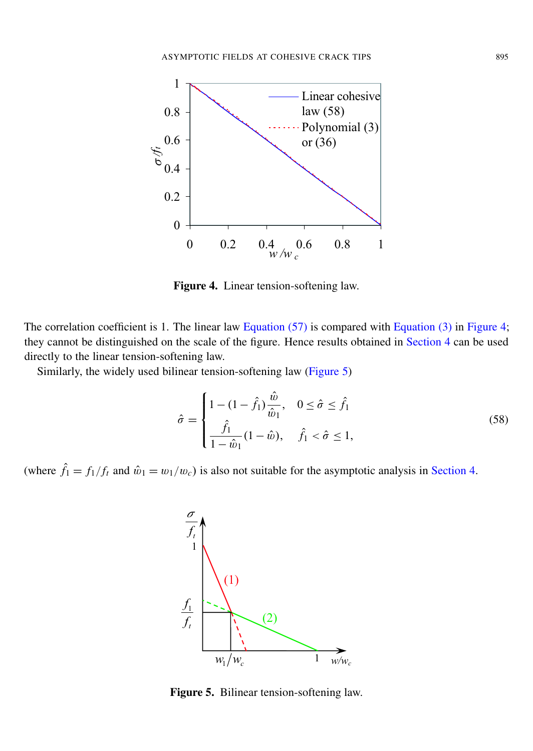Figure 4. Linear tension-softening law.

The correlation coefficient is 1. The linear law Equation (57) is compared with Equation (3) in Figure 4; they cannot be distinguished on the scale of the figure. Hence results obtained in Section 4 can be used directly to the linear tension-softening law.

Similarly, the widely used bilinear tension-softening law (Figure 5)

$$\hat{\sigma} = \begin{cases} 1-(1-\hat{f}_1)\dfrac{\hat{w}}{\hat{w}_1}, & 0 \le \hat{\sigma} \le \hat{f}_1 \\ \dfrac{\hat{f}_1}{1-\hat{w}_1}(1-\hat{w}), & \hat{f}_1 < \hat{\sigma} \le 1, \end{cases} \tag{58}$$

(where $\hat{f}_1 = f_1/f_t$ and $\hat{w}_1 = w_1/w_c$) is also not suitable for the asymptotic analysis in Section 4.

Figure 5. Bilinear tension-softening law.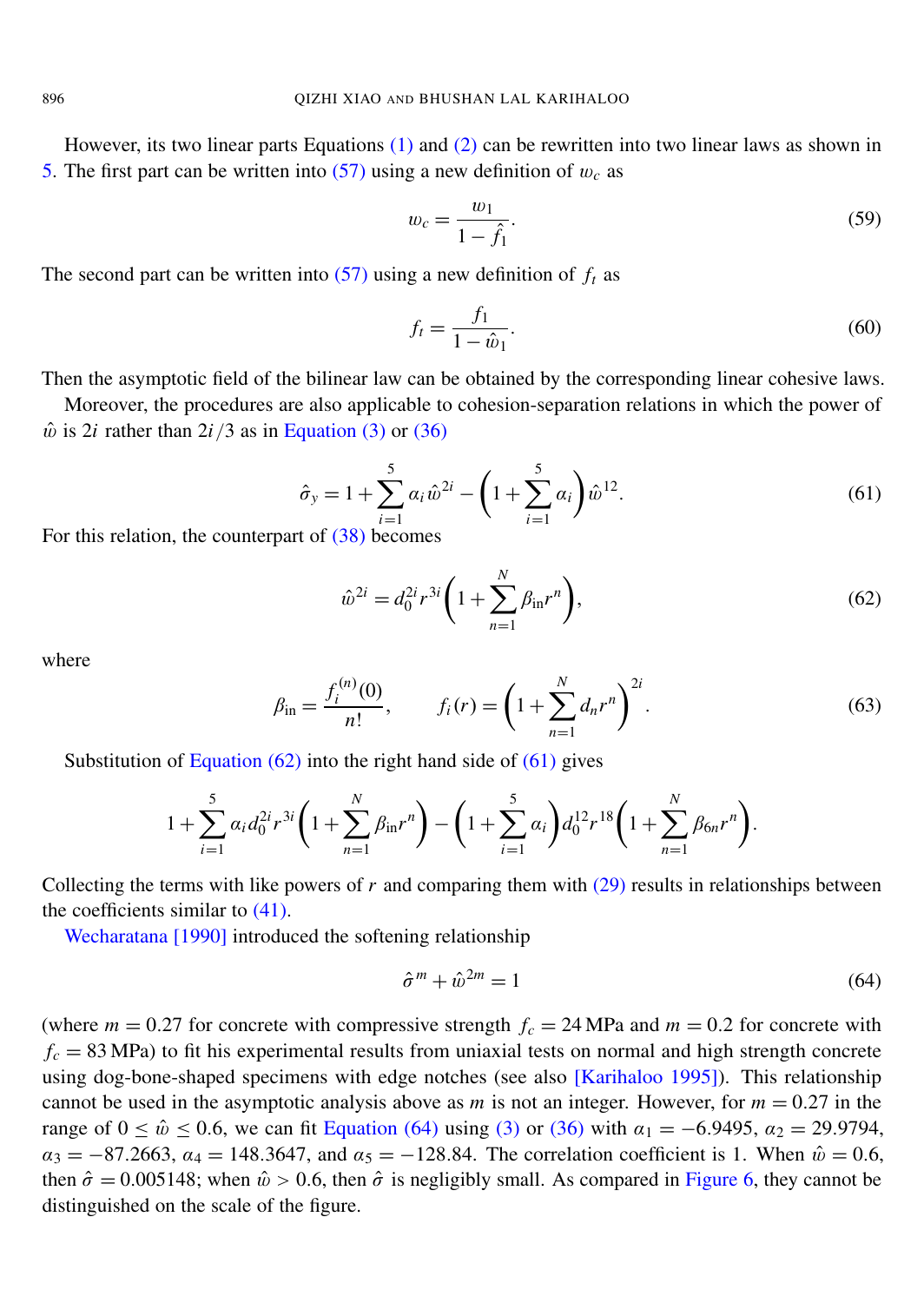However, its two linear parts Equations (1) and (2) can be rewritten into two linear laws as shown in 5. The first part can be written into (57) using a new definition of $w_c$ as

$$w_c = \frac{w_1}{1 - \hat{f}_1}. \tag{59}$$

The second part can be written into (57) using a new definition of $f_t$ as

$$f_t = \frac{f_1}{1 - \hat{w}_1}. \tag{60}$$

Then the asymptotic field of the bilinear law can be obtained by the corresponding linear cohesive laws.

Moreover, the procedures are also applicable to cohesion-separation relations in which the power of $\hat{w}$ is $2i$ rather than $2i/3$ as in Equation (3) or (36)

$$\hat{\sigma}_y = 1 + \sum_{i=1}^{5} \alpha_i \hat{w}^{2i} - \left(1 + \sum_{i=1}^{5} \alpha_i\right) \hat{w}^{12}. \tag{61}$$

For this relation, the counterpart of (38) becomes

$$\hat{w}^{2i} = d_0^{2i} r^{3i} \left(1 + \sum_{n=1}^{N} \beta_{in} r^n\right), \tag{62}$$

where

$$\beta_{in} = \frac{f_i^{(n)}(0)}{n!}, \qquad f_i(r) = \left(1 + \sum_{n=1}^{N} d_n r^n\right)^{2i}. \tag{63}$$

Substitution of Equation (62) into the right hand side of (61) gives

$$1 + \sum_{i=1}^{5} \alpha_i d_0^{2i} r^{3i} \left(1 + \sum_{n=1}^{N} \beta_{in} r^n\right) - \left(1 + \sum_{i=1}^{5} \alpha_i\right) d_0^{12} r^{18} \left(1 + \sum_{n=1}^{N} \beta_{6n} r^n\right).$$

Collecting the terms with like powers of $r$ and comparing them with (29) results in relationships between the coefficients similar to (41).

Wecharatana [1990] introduced the softening relationship

$$\hat{\sigma}^m + \hat{w}^{2m} = 1 \tag{64}$$

(where $m = 0.27$ for concrete with compressive strength $f_c = 24$ MPa and $m = 0.2$ for concrete with $f_c = 83$ MPa) to fit his experimental results from uniaxial tests on normal and high strength concrete using dog-bone-shaped specimens with edge notches (see also [Karihaloo 1995]). This relationship cannot be used in the asymptotic analysis above as $m$ is not an integer. However, for $m = 0.27$ in the range of $0 \le \hat{w} \le 0.6$, we can fit Equation (64) using (3) or (36) with $\alpha_1 = -6.9495$, $\alpha_2 = 29.9794$, $\alpha_3 = -87.2663$, $\alpha_4 = 148.3647$, and $\alpha_5 = -128.84$. The correlation coefficient is 1. When $\hat{w} = 0.6$, then $\hat{\sigma} = 0.005148$; when $\hat{w} > 0.6$, then $\hat{\sigma}$ is negligibly small. As compared in Figure 6, they cannot be distinguished on the scale of the figure.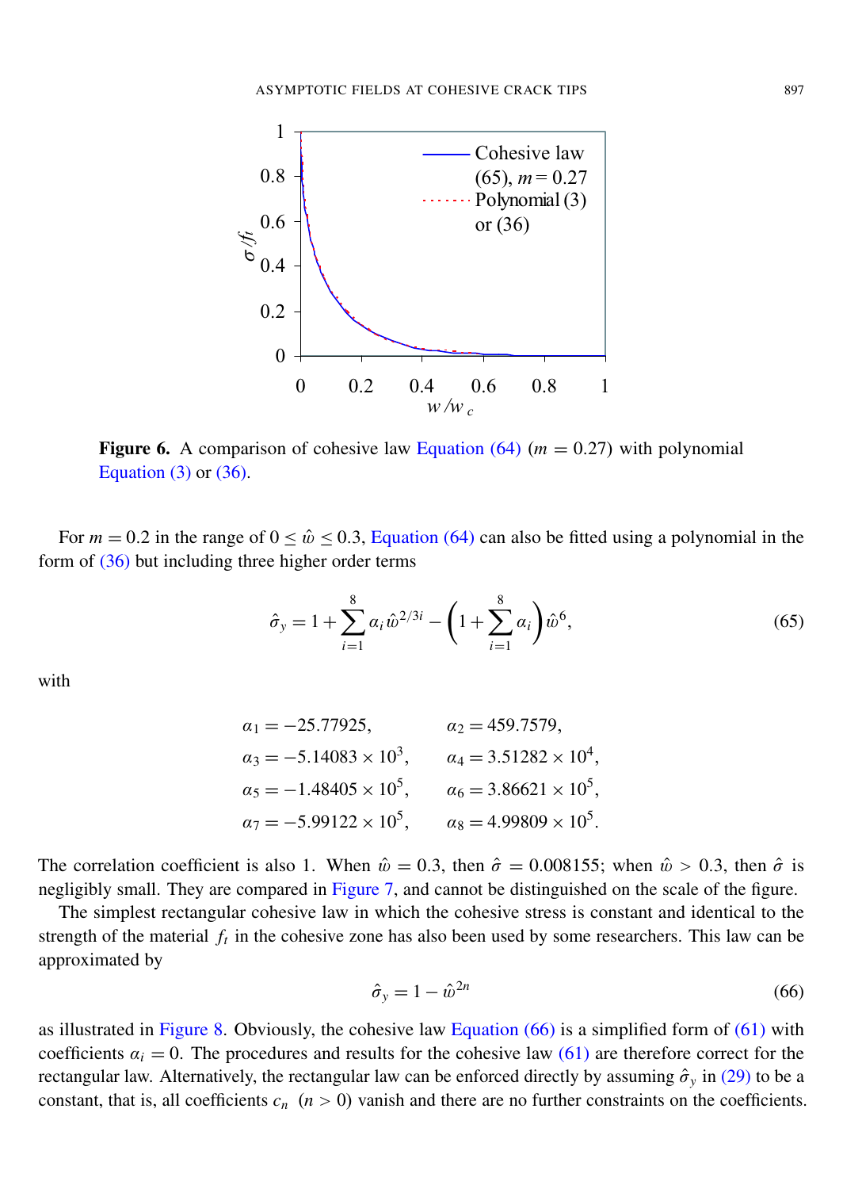**Figure 6.** A comparison of cohesive law Equation (64) ($m = 0.27$) with polynomial Equation (3) or (36).

For $m = 0.2$ in the range of $0 \le \hat{w} \le 0.3$, Equation (64) can also be fitted using a polynomial in the form of (36) but including three higher order terms

$$\hat{\sigma}_y = 1 + \sum_{i=1}^{8} \alpha_i \hat{w}^{2/3i} - \left(1 + \sum_{i=1}^{8} \alpha_i\right) \hat{w}^6, \tag{65}$$

with

$$\begin{aligned} \alpha_1 &= -25.77925, & \alpha_2 &= 459.7579, \\ \alpha_3 &= -5.14083 \times 10^3, & \alpha_4 &= 3.51282 \times 10^4, \\ \alpha_5 &= -1.48405 \times 10^5, & \alpha_6 &= 3.86621 \times 10^5, \\ \alpha_7 &= -5.99122 \times 10^5, & \alpha_8 &= 4.99809 \times 10^5. \end{aligned}$$

The correlation coefficient is also 1. When $\hat{w} = 0.3$, then $\hat{\sigma} = 0.008155$; when $\hat{w} > 0.3$, then $\hat{\sigma}$ is negligibly small. They are compared in Figure 7, and cannot be distinguished on the scale of the figure.

The simplest rectangular cohesive law in which the cohesive stress is constant and identical to the strength of the material $f_t$ in the cohesive zone has also been used by some researchers. This law can be approximated by

$$\hat{\sigma}_y = 1 - \hat{w}^{2n} \tag{66}$$

as illustrated in Figure 8. Obviously, the cohesive law Equation (66) is a simplified form of (61) with coefficients $\alpha_i = 0$. The procedures and results for the cohesive law (61) are therefore correct for the rectangular law. Alternatively, the rectangular law can be enforced directly by assuming $\hat{\sigma}_y$ in (29) to be a constant, that is, all coefficients $c_n$ $(n > 0)$ vanish and there are no further constraints on the coefficients.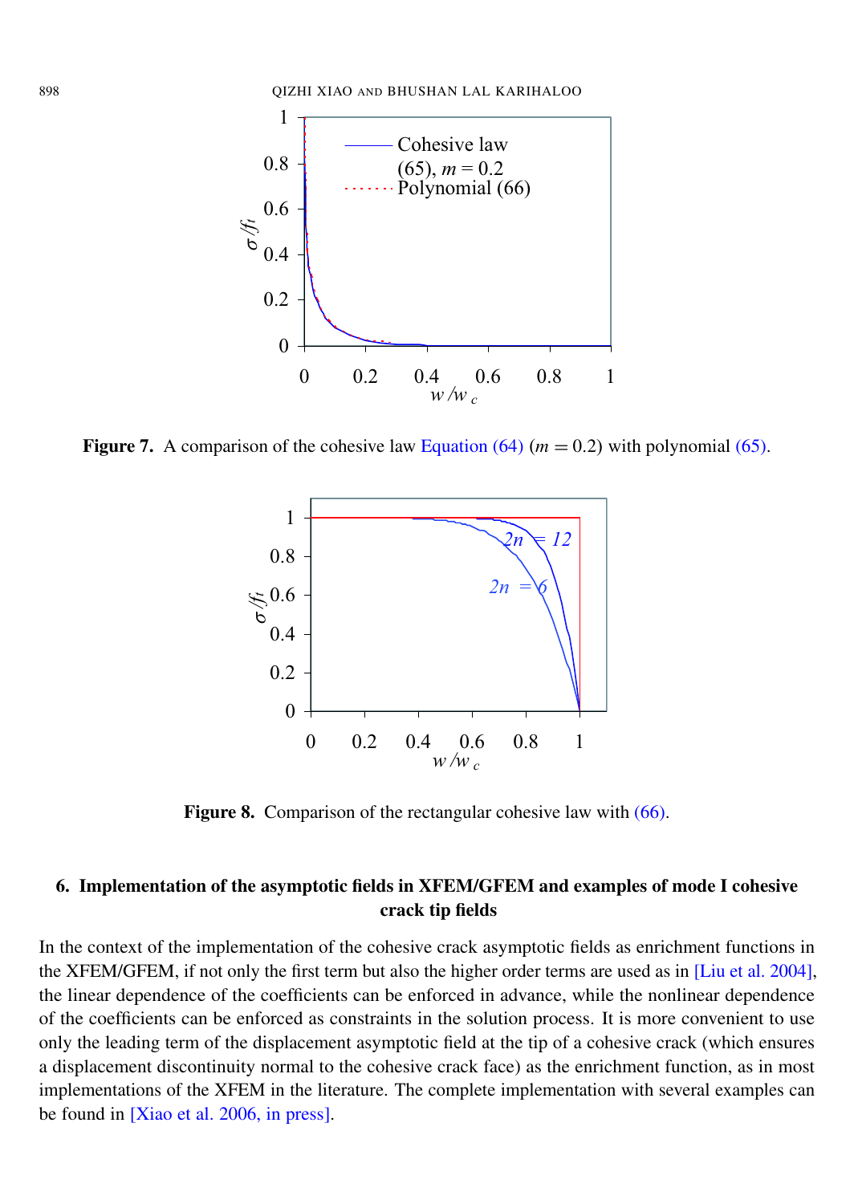**Figure 7.** A comparison of the cohesive law Equation (64) ($m = 0.2$) with polynomial (65).

**Figure 8.** Comparison of the rectangular cohesive law with (66).

## 6. Implementation of the asymptotic fields in XFEM/GFEM and examples of mode I cohesive crack tip fields

In the context of the implementation of the cohesive crack asymptotic fields as enrichment functions in the XFEM/GFEM, if not only the first term but also the higher order terms are used as in [Liu et al. 2004], the linear dependence of the coefficients can be enforced in advance, while the nonlinear dependence of the coefficients can be enforced as constraints in the solution process. It is more convenient to use only the leading term of the displacement asymptotic field at the tip of a cohesive crack (which ensures a displacement discontinuity normal to the cohesive crack face) as the enrichment function, as in most implementations of the XFEM in the literature. The complete implementation with several examples can be found in [Xiao et al. 2006, in press].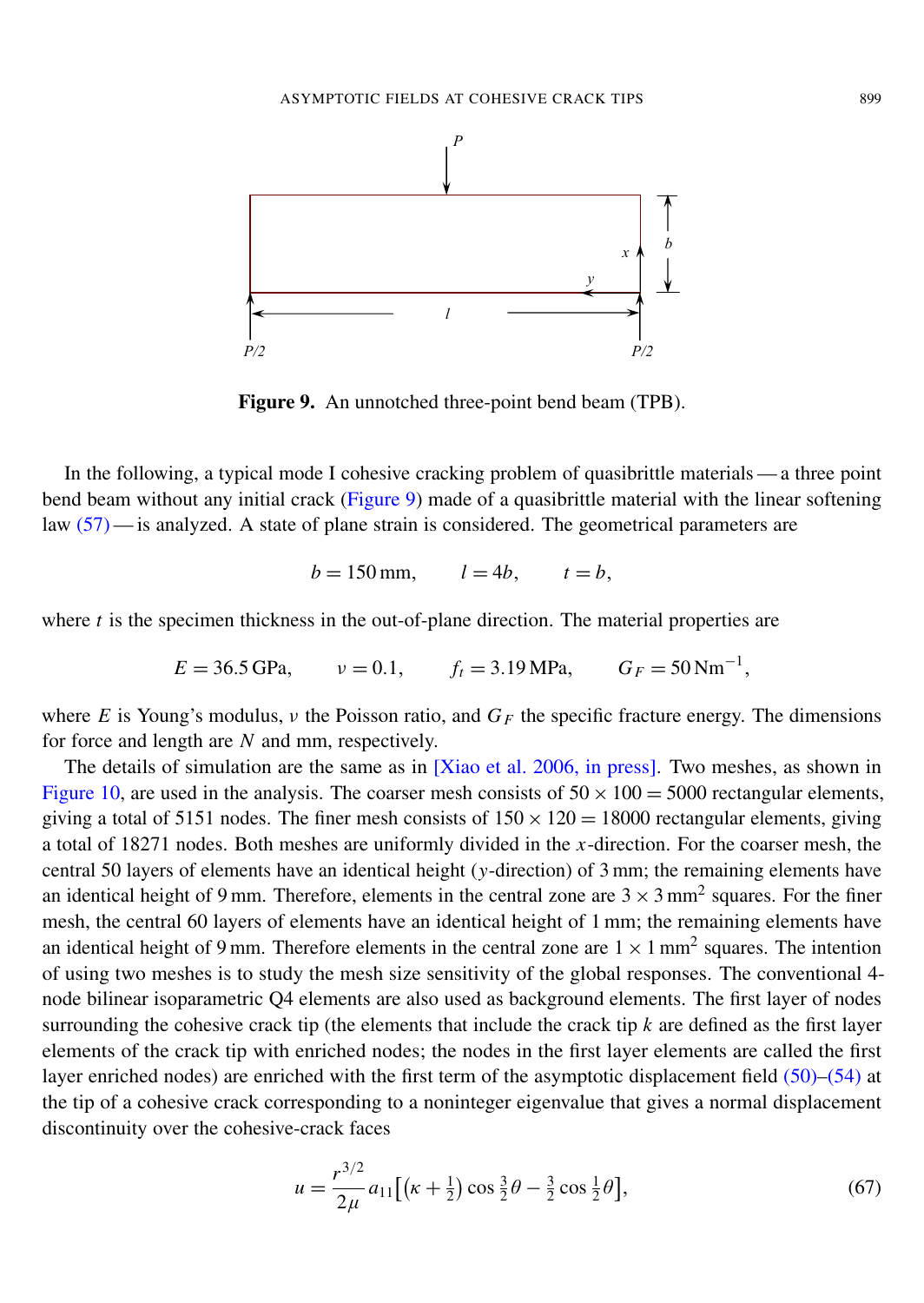**Figure 9.** An unnotched three-point bend beam (TPB).

In the following, a typical mode I cohesive cracking problem of quasibrittle materials — a three point bend beam without any initial crack (Figure 9) made of a quasibrittle material with the linear softening law (57) — is analyzed. A state of plane strain is considered. The geometrical parameters are

$$b = 150\,\text{mm}, \qquad l = 4b, \qquad t = b,$$

where $t$ is the specimen thickness in the out-of-plane direction. The material properties are

$$E = 36.5\,\text{GPa}, \qquad \nu = 0.1, \qquad f_t = 3.19\,\text{MPa}, \qquad G_F = 50\,\text{Nm}^{-1},$$

where $E$ is Young's modulus, $\nu$ the Poisson ratio, and $G_F$ the specific fracture energy. The dimensions for force and length are $N$ and mm, respectively.

The details of simulation are the same as in [Xiao et al. 2006, in press]. Two meshes, as shown in Figure 10, are used in the analysis. The coarser mesh consists of $50 \times 100 = 5000$ rectangular elements, giving a total of 5151 nodes. The finer mesh consists of $150 \times 120 = 18000$ rectangular elements, giving a total of 18271 nodes. Both meshes are uniformly divided in the $x$-direction. For the coarser mesh, the central 50 layers of elements have an identical height ($y$-direction) of 3 mm; the remaining elements have an identical height of 9 mm. Therefore, elements in the central zone are $3 \times 3\,\text{mm}^2$ squares. For the finer mesh, the central 60 layers of elements have an identical height of 1 mm; the remaining elements have an identical height of 9 mm. Therefore elements in the central zone are $1 \times 1\,\text{mm}^2$ squares. The intention of using two meshes is to study the mesh size sensitivity of the global responses. The conventional 4-node bilinear isoparametric Q4 elements are also used as background elements. The first layer of nodes surrounding the cohesive crack tip (the elements that include the crack tip $k$ are defined as the first layer elements of the crack tip with enriched nodes; the nodes in the first layer elements are called the first layer enriched nodes) are enriched with the first term of the asymptotic displacement field (50)–(54) at the tip of a cohesive crack corresponding to a noninteger eigenvalue that gives a normal displacement discontinuity over the cohesive-crack faces

$$u = \frac{r^{3/2}}{2\mu} a_{11}\big[\big(\kappa + \tfrac{1}{2}\big)\cos\tfrac{3}{2}\theta - \tfrac{3}{2}\cos\tfrac{1}{2}\theta\big], \tag{67}$$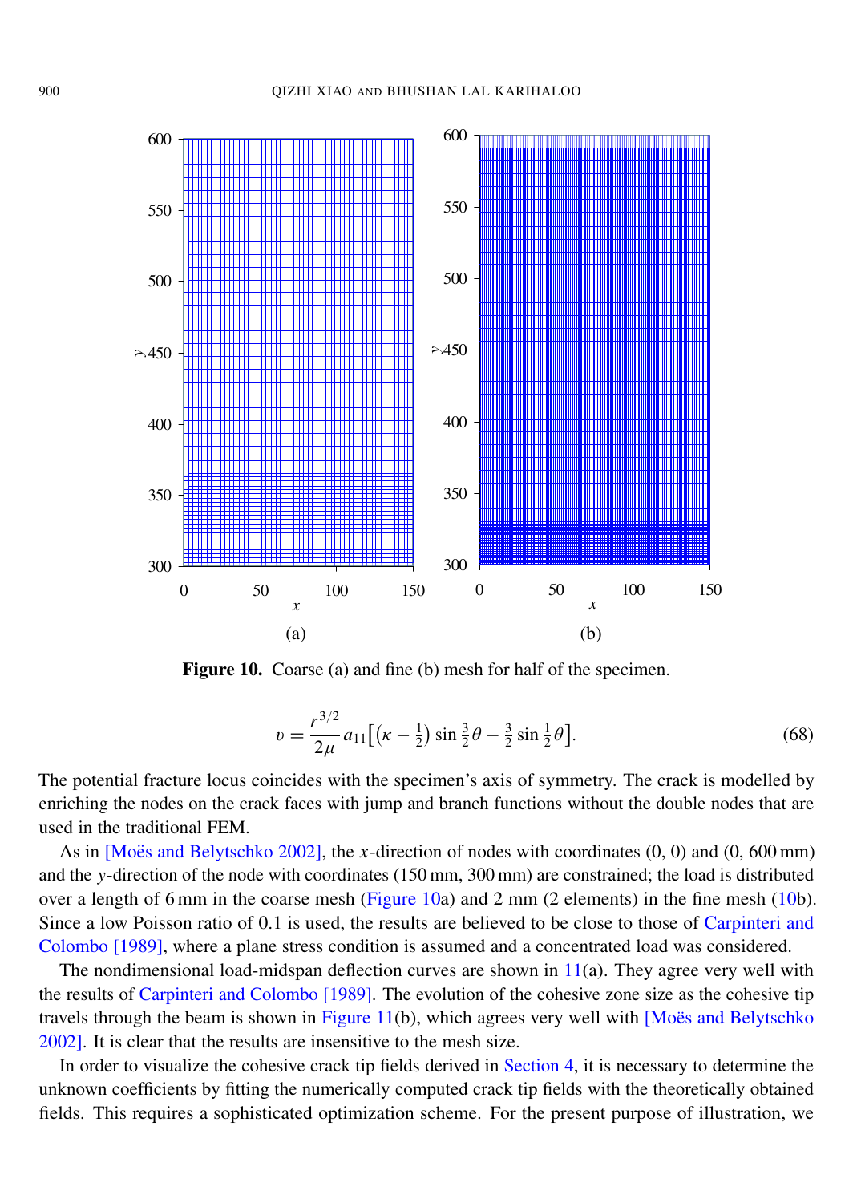**Figure 10.** Coarse (a) and fine (b) mesh for half of the specimen.

$$\upsilon = \frac{r^{3/2}}{2\mu} a_{11}\left[\left(\kappa - \tfrac{1}{2}\right)\sin\tfrac{3}{2}\theta - \tfrac{3}{2}\sin\tfrac{1}{2}\theta\right]. \tag{68}$$

The potential fracture locus coincides with the specimen's axis of symmetry. The crack is modelled by enriching the nodes on the crack faces with jump and branch functions without the double nodes that are used in the traditional FEM.

As in [Moës and Belytschko 2002], the $x$-direction of nodes with coordinates (0, 0) and (0, 600 mm) and the $y$-direction of the node with coordinates (150 mm, 300 mm) are constrained; the load is distributed over a length of 6 mm in the coarse mesh (Figure 10a) and 2 mm (2 elements) in the fine mesh (10b). Since a low Poisson ratio of 0.1 is used, the results are believed to be close to those of Carpinteri and Colombo [1989], where a plane stress condition is assumed and a concentrated load was considered.

The nondimensional load-midspan deflection curves are shown in 11(a). They agree very well with the results of Carpinteri and Colombo [1989]. The evolution of the cohesive zone size as the cohesive tip travels through the beam is shown in Figure 11(b), which agrees very well with [Moës and Belytschko 2002]. It is clear that the results are insensitive to the mesh size.

In order to visualize the cohesive crack tip fields derived in Section 4, it is necessary to determine the unknown coefficients by fitting the numerically computed crack tip fields with the theoretically obtained fields. This requires a sophisticated optimization scheme. For the present purpose of illustration, we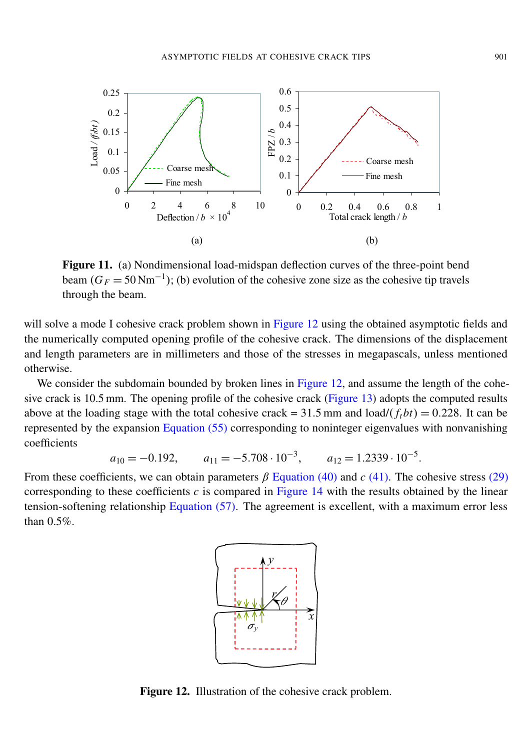**Figure 11.** (a) Nondimensional load-midspan deflection curves of the three-point bend beam ($G_F = 50\,\text{Nm}^{-1}$); (b) evolution of the cohesive zone size as the cohesive tip travels through the beam.

will solve a mode I cohesive crack problem shown in Figure 12 using the obtained asymptotic fields and the numerically computed opening profile of the cohesive crack. The dimensions of the displacement and length parameters are in millimeters and those of the stresses in megapascals, unless mentioned otherwise.

We consider the subdomain bounded by broken lines in Figure 12, and assume the length of the cohesive crack is 10.5 mm. The opening profile of the cohesive crack (Figure 13) adopts the computed results above at the loading stage with the total cohesive crack = 31.5 mm and load/$(f_t bt) = 0.228$. It can be represented by the expansion Equation (55) corresponding to noninteger eigenvalues with nonvanishing coefficients

$$a_{10} = -0.192, \qquad a_{11} = -5.708 \cdot 10^{-3}, \qquad a_{12} = 1.2339 \cdot 10^{-5}.$$

From these coefficients, we can obtain parameters $\beta$ Equation (40) and $c$ (41). The cohesive stress (29) corresponding to these coefficients $c$ is compared in Figure 14 with the results obtained by the linear tension-softening relationship Equation (57). The agreement is excellent, with a maximum error less than 0.5%.

**Figure 12.** Illustration of the cohesive crack problem.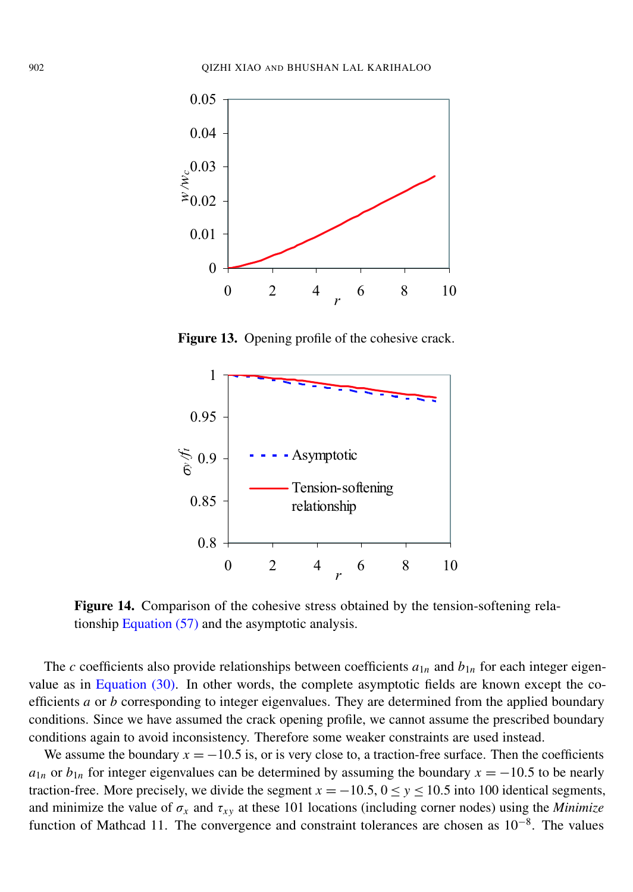**Figure 13.** Opening profile of the cohesive crack.

**Figure 14.** Comparison of the cohesive stress obtained by the tension-softening relationship Equation (57) and the asymptotic analysis.

The $c$ coefficients also provide relationships between coefficients $a_{1n}$ and $b_{1n}$ for each integer eigenvalue as in Equation (30). In other words, the complete asymptotic fields are known except the coefficients $a$ or $b$ corresponding to integer eigenvalues. They are determined from the applied boundary conditions. Since we have assumed the crack opening profile, we cannot assume the prescribed boundary conditions again to avoid inconsistency. Therefore some weaker constraints are used instead.

We assume the boundary $x = -10.5$ is, or is very close to, a traction-free surface. Then the coefficients $a_{1n}$ or $b_{1n}$ for integer eigenvalues can be determined by assuming the boundary $x = -10.5$ to be nearly traction-free. More precisely, we divide the segment $x = -10.5$, $0 \le y \le 10.5$ into 100 identical segments, and minimize the value of $\sigma_x$ and $\tau_{xy}$ at these 101 locations (including corner nodes) using the *Minimize* function of Mathcad 11. The convergence and constraint tolerances are chosen as $10^{-8}$. The values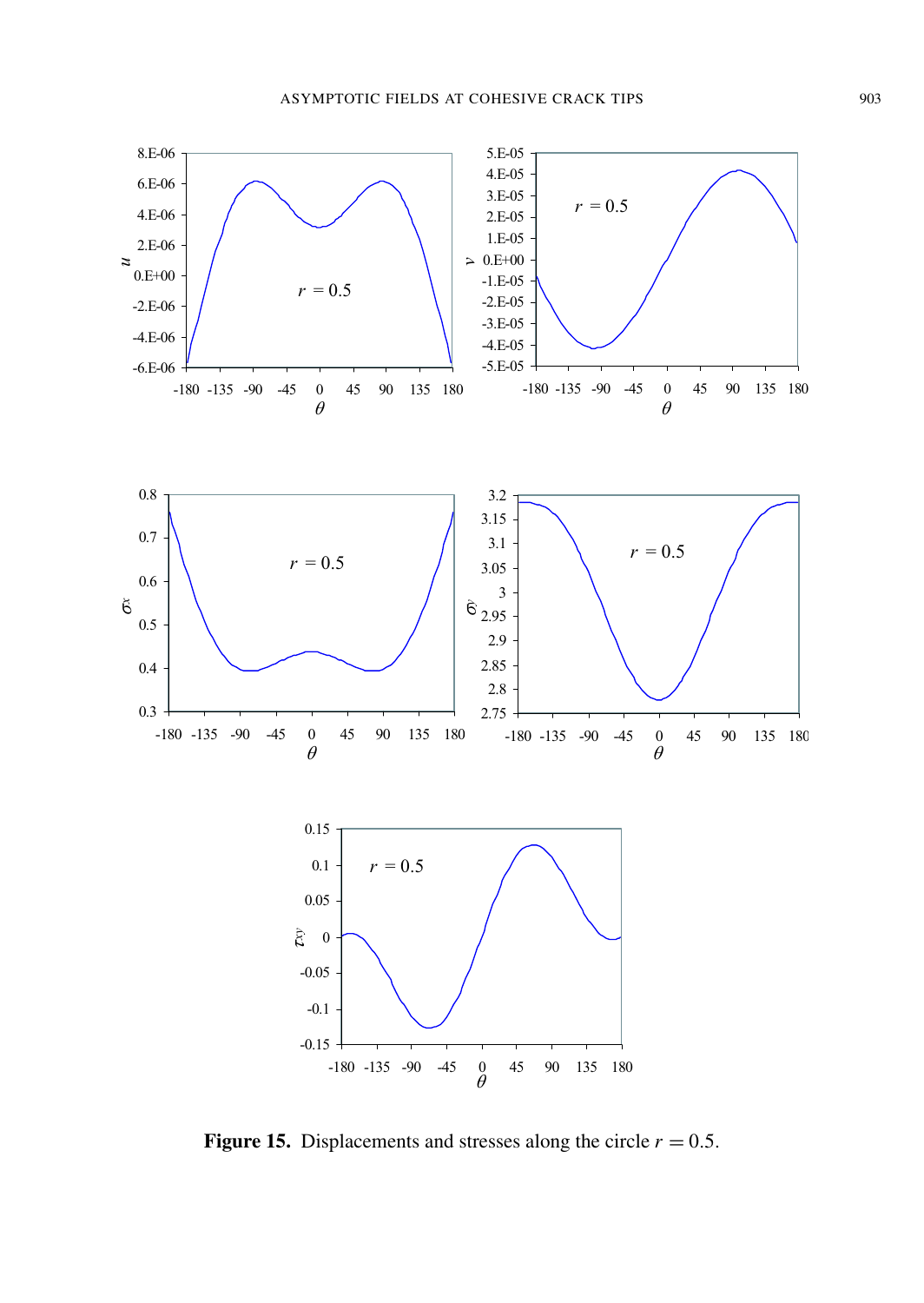**Figure 15.** Displacements and stresses along the circle $r = 0.5$.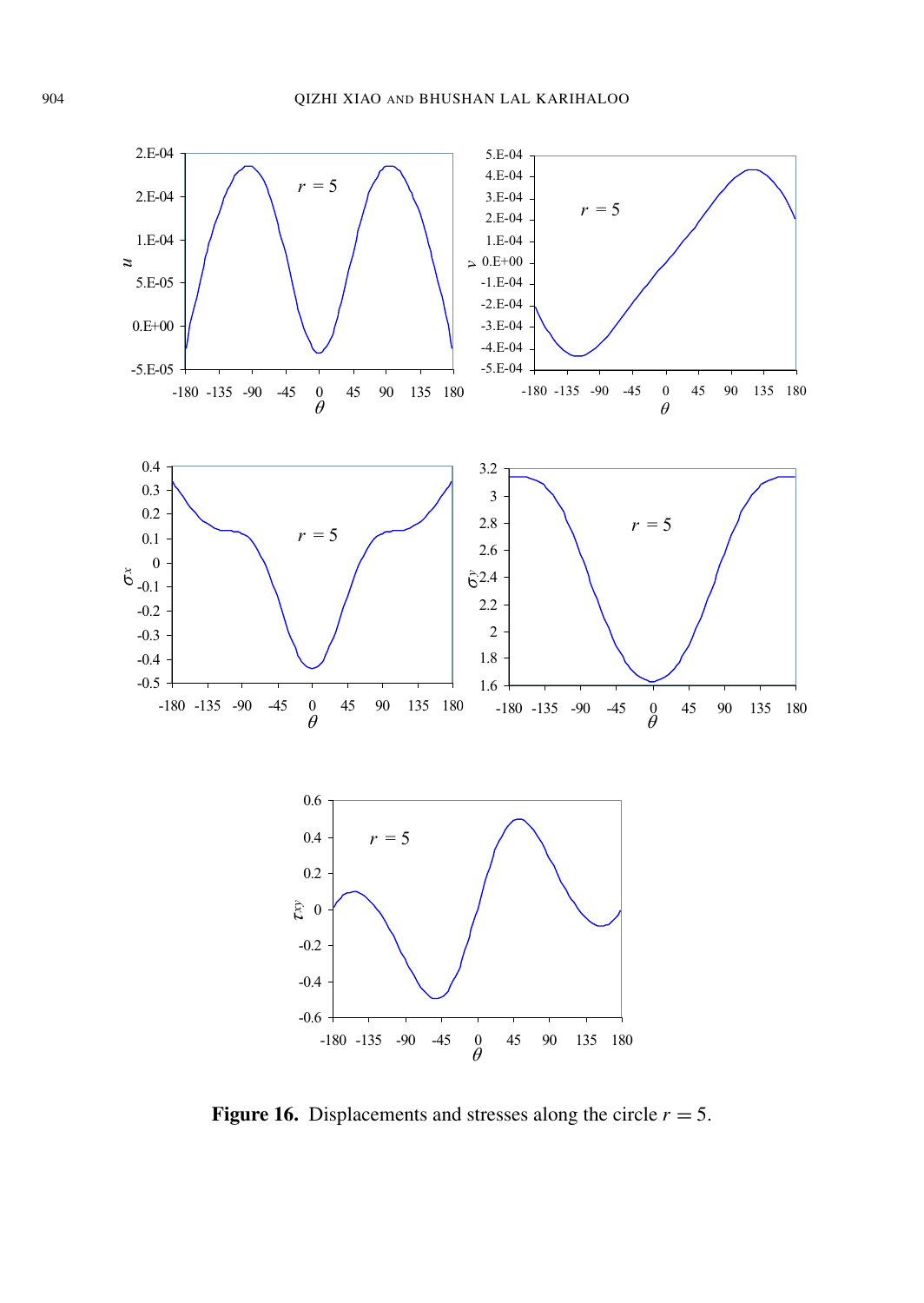**Figure 16.** Displacements and stresses along the circle $r = 5$.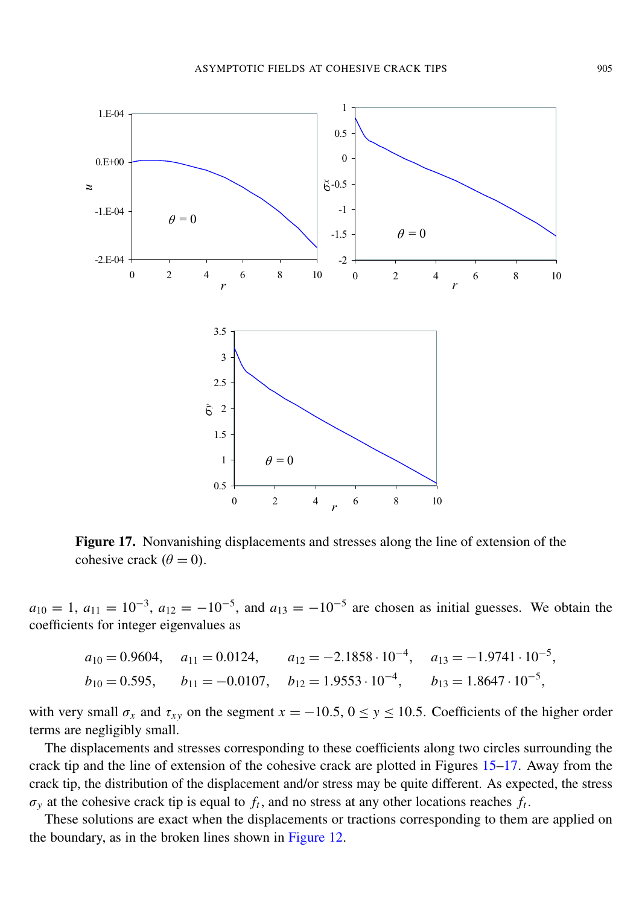**Figure 17.** Nonvanishing displacements and stresses along the line of extension of the cohesive crack ($\theta = 0$).

$a_{10} = 1$, $a_{11} = 10^{-3}$, $a_{12} = -10^{-5}$, and $a_{13} = -10^{-5}$ are chosen as initial guesses. We obtain the coefficients for integer eigenvalues as

$$a_{10} = 0.9604, \quad a_{11} = 0.0124, \quad a_{12} = -2.1858 \cdot 10^{-4}, \quad a_{13} = -1.9741 \cdot 10^{-5},$$
$$b_{10} = 0.595, \quad b_{11} = -0.0107, \quad b_{12} = 1.9553 \cdot 10^{-4}, \quad b_{13} = 1.8647 \cdot 10^{-5},$$

with very small $\sigma_x$ and $\tau_{xy}$ on the segment $x = -10.5$, $0 \le y \le 10.5$. Coefficients of the higher order terms are negligibly small.

The displacements and stresses corresponding to these coefficients along two circles surrounding the crack tip and the line of extension of the cohesive crack are plotted in Figures 15–17. Away from the crack tip, the distribution of the displacement and/or stress may be quite different. As expected, the stress $\sigma_y$ at the cohesive crack tip is equal to $f_t$, and no stress at any other locations reaches $f_t$.

These solutions are exact when the displacements or tractions corresponding to them are applied on the boundary, as in the broken lines shown in Figure 12.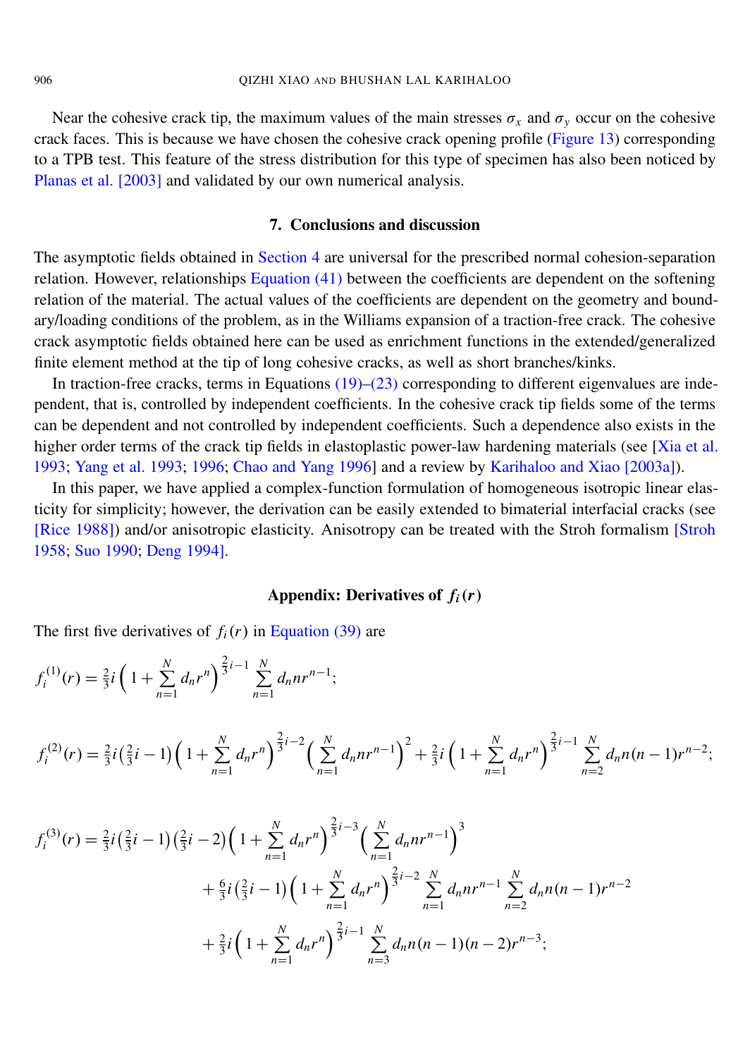Near the cohesive crack tip, the maximum values of the main stresses $\sigma_x$ and $\sigma_y$ occur on the cohesive crack faces. This is because we have chosen the cohesive crack opening profile (Figure 13) corresponding to a TPB test. This feature of the stress distribution for this type of specimen has also been noticed by Planas et al. [2003] and validated by our own numerical analysis.

## 7. Conclusions and discussion

The asymptotic fields obtained in Section 4 are universal for the prescribed normal cohesion-separation relation. However, relationships Equation (41) between the coefficients are dependent on the softening relation of the material. The actual values of the coefficients are dependent on the geometry and boundary/loading conditions of the problem, as in the Williams expansion of a traction-free crack. The cohesive crack asymptotic fields obtained here can be used as enrichment functions in the extended/generalized finite element method at the tip of long cohesive cracks, as well as short branches/kinks.

In traction-free cracks, terms in Equations (19)–(23) corresponding to different eigenvalues are independent, that is, controlled by independent coefficients. In the cohesive crack tip fields some of the terms can be dependent and not controlled by independent coefficients. Such a dependence also exists in the higher order terms of the crack tip fields in elastoplastic power-law hardening materials (see [Xia et al. 1993; Yang et al. 1993; 1996; Chao and Yang 1996] and a review by Karihaloo and Xiao [2003a]).

In this paper, we have applied a complex-function formulation of homogeneous isotropic linear elasticity for simplicity; however, the derivation can be easily extended to bimaterial interfacial cracks (see [Rice 1988]) and/or anisotropic elasticity. Anisotropy can be treated with the Stroh formalism [Stroh 1958; Suo 1990; Deng 1994].

## Appendix: Derivatives of $f_i(r)$

The first five derivatives of $f_i(r)$ in Equation (39) are

$$f_i^{(1)}(r) = \tfrac{2}{3}i\Big(1+\sum_{n=1}^{N} d_n r^n\Big)^{\frac{2}{3}i-1} \sum_{n=1}^{N} d_n n r^{n-1};$$

$$f_i^{(2)}(r) = \tfrac{2}{3}i\big(\tfrac{2}{3}i-1\big)\Big(1+\sum_{n=1}^{N} d_n r^n\Big)^{\frac{2}{3}i-2}\Big(\sum_{n=1}^{N} d_n n r^{n-1}\Big)^2 + \tfrac{2}{3}i\Big(1+\sum_{n=1}^{N} d_n r^n\Big)^{\frac{2}{3}i-1}\sum_{n=2}^{N} d_n n(n-1) r^{n-2};$$

$$\begin{aligned} f_i^{(3)}(r) = {} & \tfrac{2}{3}i\big(\tfrac{2}{3}i-1\big)\big(\tfrac{2}{3}i-2\big)\Big(1+\sum_{n=1}^{N} d_n r^n\Big)^{\frac{2}{3}i-3}\Big(\sum_{n=1}^{N} d_n n r^{n-1}\Big)^3 \\ & + \tfrac{6}{3}i\big(\tfrac{2}{3}i-1\big)\Big(1+\sum_{n=1}^{N} d_n r^n\Big)^{\frac{2}{3}i-2}\sum_{n=1}^{N} d_n n r^{n-1}\sum_{n=2}^{N} d_n n(n-1) r^{n-2} \\ & + \tfrac{2}{3}i\Big(1+\sum_{n=1}^{N} d_n r^n\Big)^{\frac{2}{3}i-1}\sum_{n=3}^{N} d_n n(n-1)(n-2) r^{n-3}; \end{aligned}$$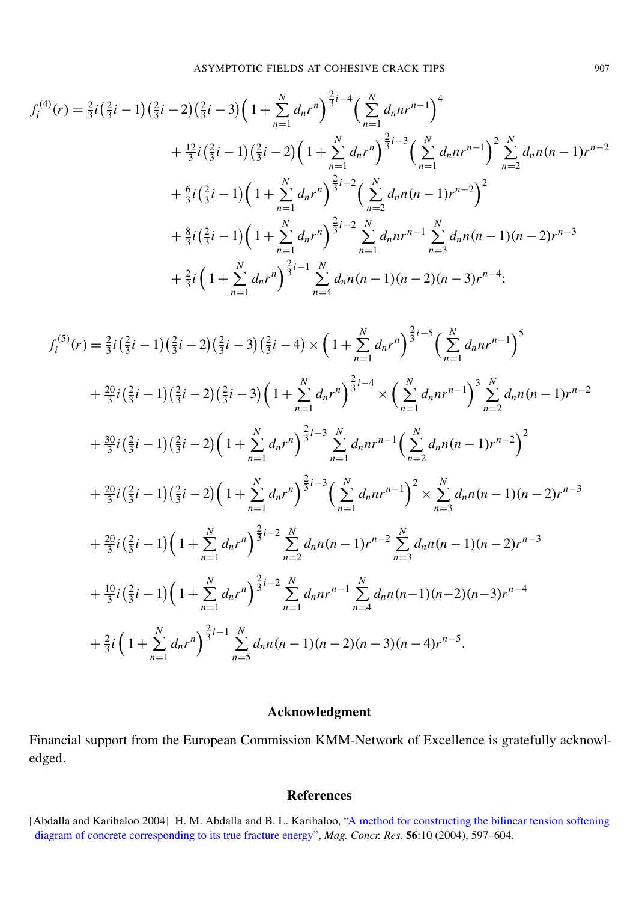$$
\begin{aligned}
f_i^{(4)}(r) = {} & \tfrac{2}{3}i\left(\tfrac{2}{3}i-1\right)\left(\tfrac{2}{3}i-2\right)\left(\tfrac{2}{3}i-3\right)\Big(1+\sum_{n=1}^{N} d_n r^n\Big)^{\frac{2}{3}i-4}\Big(\sum_{n=1}^{N} d_n n r^{n-1}\Big)^4 \\
& + \tfrac{12}{3}i\left(\tfrac{2}{3}i-1\right)\left(\tfrac{2}{3}i-2\right)\Big(1+\sum_{n=1}^{N} d_n r^n\Big)^{\frac{2}{3}i-3}\Big(\sum_{n=1}^{N} d_n n r^{n-1}\Big)^2 \sum_{n=2}^{N} d_n n(n-1) r^{n-2} \\
& + \tfrac{6}{3}i\left(\tfrac{2}{3}i-1\right)\Big(1+\sum_{n=1}^{N} d_n r^n\Big)^{\frac{2}{3}i-2}\Big(\sum_{n=2}^{N} d_n n(n-1) r^{n-2}\Big)^2 \\
& + \tfrac{8}{3}i\left(\tfrac{2}{3}i-1\right)\Big(1+\sum_{n=1}^{N} d_n r^n\Big)^{\frac{2}{3}i-2}\sum_{n=1}^{N} d_n n r^{n-1}\sum_{n=3}^{N} d_n n(n-1)(n-2) r^{n-3} \\
& + \tfrac{2}{3}i\Big(1+\sum_{n=1}^{N} d_n r^n\Big)^{\frac{2}{3}i-1}\sum_{n=4}^{N} d_n n(n-1)(n-2)(n-3) r^{n-4};
\end{aligned}
$$

$$
\begin{aligned}
f_i^{(5)}(r) = {} & \tfrac{2}{3}i\left(\tfrac{2}{3}i-1\right)\left(\tfrac{2}{3}i-2\right)\left(\tfrac{2}{3}i-3\right)\left(\tfrac{2}{3}i-4\right)\times\Big(1+\sum_{n=1}^{N} d_n r^n\Big)^{\frac{2}{3}i-5}\Big(\sum_{n=1}^{N} d_n n r^{n-1}\Big)^5 \\
& + \tfrac{20}{3}i\left(\tfrac{2}{3}i-1\right)\left(\tfrac{2}{3}i-2\right)\left(\tfrac{2}{3}i-3\right)\Big(1+\sum_{n=1}^{N} d_n r^n\Big)^{\frac{2}{3}i-4}\times\Big(\sum_{n=1}^{N} d_n n r^{n-1}\Big)^3 \sum_{n=2}^{N} d_n n(n-1) r^{n-2} \\
& + \tfrac{30}{3}i\left(\tfrac{2}{3}i-1\right)\left(\tfrac{2}{3}i-2\right)\Big(1+\sum_{n=1}^{N} d_n r^n\Big)^{\frac{2}{3}i-3}\sum_{n=1}^{N} d_n n r^{n-1}\Big(\sum_{n=2}^{N} d_n n(n-1) r^{n-2}\Big)^2 \\
& + \tfrac{20}{3}i\left(\tfrac{2}{3}i-1\right)\left(\tfrac{2}{3}i-2\right)\Big(1+\sum_{n=1}^{N} d_n r^n\Big)^{\frac{2}{3}i-3}\Big(\sum_{n=1}^{N} d_n n r^{n-1}\Big)^2\times\sum_{n=3}^{N} d_n n(n-1)(n-2) r^{n-3} \\
& + \tfrac{20}{3}i\left(\tfrac{2}{3}i-1\right)\Big(1+\sum_{n=1}^{N} d_n r^n\Big)^{\frac{2}{3}i-2}\sum_{n=2}^{N} d_n n(n-1) r^{n-2}\sum_{n=3}^{N} d_n n(n-1)(n-2) r^{n-3} \\
& + \tfrac{10}{3}i\left(\tfrac{2}{3}i-1\right)\Big(1+\sum_{n=1}^{N} d_n r^n\Big)^{\frac{2}{3}i-2}\sum_{n=1}^{N} d_n n r^{n-1}\sum_{n=4}^{N} d_n n(n-1)(n-2)(n-3) r^{n-4} \\
& + \tfrac{2}{3}i\Big(1+\sum_{n=1}^{N} d_n r^n\Big)^{\frac{2}{3}i-1}\sum_{n=5}^{N} d_n n(n-1)(n-2)(n-3)(n-4) r^{n-5}.
\end{aligned}
$$

## Acknowledgment

Financial support from the European Commission KMM-Network of Excellence is gratefully acknowledged.

## References

[Abdalla and Karihaloo 2004] H. M. Abdalla and B. L. Karihaloo, "A method for constructing the bilinear tension softening diagram of concrete corresponding to its true fracture energy", *Mag. Concr. Res.* **56**:10 (2004), 597–604.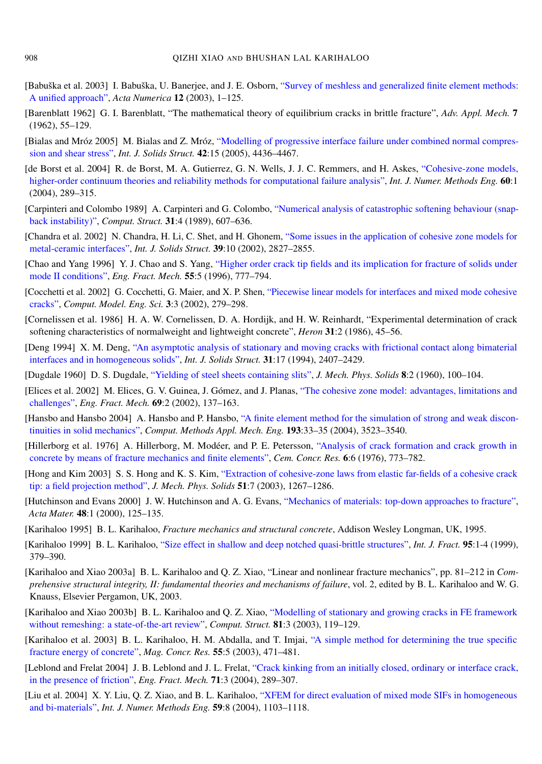[Babuška et al. 2003] I. Babuška, U. Banerjee, and J. E. Osborn, "Survey of meshless and generalized finite element methods: A unified approach", *Acta Numerica* **12** (2003), 1–125.

[Barenblatt 1962] G. I. Barenblatt, "The mathematical theory of equilibrium cracks in brittle fracture", *Adv. Appl. Mech.* **7** (1962), 55–129.

[Bialas and Mróz 2005] M. Bialas and Z. Mróz, "Modelling of progressive interface failure under combined normal compression and shear stress", *Int. J. Solids Struct.* **42**:15 (2005), 4436–4467.

[de Borst et al. 2004] R. de Borst, M. A. Gutierrez, G. N. Wells, J. J. C. Remmers, and H. Askes, "Cohesive-zone models, higher-order continuum theories and reliability methods for computational failure analysis", *Int. J. Numer. Methods Eng.* **60**:1 (2004), 289–315.

[Carpinteri and Colombo 1989] A. Carpinteri and G. Colombo, "Numerical analysis of catastrophic softening behaviour (snap-back instability)", *Comput. Struct.* **31**:4 (1989), 607–636.

[Chandra et al. 2002] N. Chandra, H. Li, C. Shet, and H. Ghonem, "Some issues in the application of cohesive zone models for metal-ceramic interfaces", *Int. J. Solids Struct.* **39**:10 (2002), 2827–2855.

[Chao and Yang 1996] Y. J. Chao and S. Yang, "Higher order crack tip fields and its implication for fracture of solids under mode II conditions", *Eng. Fract. Mech.* **55**:5 (1996), 777–794.

[Cocchetti et al. 2002] G. Cocchetti, G. Maier, and X. P. Shen, "Piecewise linear models for interfaces and mixed mode cohesive cracks", *Comput. Model. Eng. Sci.* **3**:3 (2002), 279–298.

[Cornelissen et al. 1986] H. A. W. Cornelissen, D. A. Hordijk, and H. W. Reinhardt, "Experimental determination of crack softening characteristics of normalweight and lightweight concrete", *Heron* **31**:2 (1986), 45–56.

[Deng 1994] X. M. Deng, "An asymptotic analysis of stationary and moving cracks with frictional contact along bimaterial interfaces and in homogeneous solids", *Int. J. Solids Struct.* **31**:17 (1994), 2407–2429.

[Dugdale 1960] D. S. Dugdale, "Yielding of steel sheets containing slits", *J. Mech. Phys. Solids* **8**:2 (1960), 100–104.

[Elices et al. 2002] M. Elices, G. V. Guinea, J. Gómez, and J. Planas, "The cohesive zone model: advantages, limitations and challenges", *Eng. Fract. Mech.* **69**:2 (2002), 137–163.

[Hansbo and Hansbo 2004] A. Hansbo and P. Hansbo, "A finite element method for the simulation of strong and weak discontinuities in solid mechanics", *Comput. Methods Appl. Mech. Eng.* **193**:33–35 (2004), 3523–3540.

[Hillerborg et al. 1976] A. Hillerborg, M. Modéer, and P. E. Petersson, "Analysis of crack formation and crack growth in concrete by means of fracture mechanics and finite elements", *Cem. Concr. Res.* **6**:6 (1976), 773–782.

[Hong and Kim 2003] S. S. Hong and K. S. Kim, "Extraction of cohesive-zone laws from elastic far-fields of a cohesive crack tip: a field projection method", *J. Mech. Phys. Solids* **51**:7 (2003), 1267–1286.

[Hutchinson and Evans 2000] J. W. Hutchinson and A. G. Evans, "Mechanics of materials: top-down approaches to fracture", *Acta Mater.* **48**:1 (2000), 125–135.

[Karihaloo 1995] B. L. Karihaloo, *Fracture mechanics and structural concrete*, Addison Wesley Longman, UK, 1995.

[Karihaloo 1999] B. L. Karihaloo, "Size effect in shallow and deep notched quasi-brittle structures", *Int. J. Fract.* **95**:1-4 (1999), 379–390.

[Karihaloo and Xiao 2003a] B. L. Karihaloo and Q. Z. Xiao, "Linear and nonlinear fracture mechanics", pp. 81–212 in *Comprehensive structural integrity, II: fundamental theories and mechanisms of failure*, vol. 2, edited by B. L. Karihaloo and W. G. Knauss, Elsevier Pergamon, UK, 2003.

[Karihaloo and Xiao 2003b] B. L. Karihaloo and Q. Z. Xiao, "Modelling of stationary and growing cracks in FE framework without remeshing: a state-of-the-art review", *Comput. Struct.* **81**:3 (2003), 119–129.

[Karihaloo et al. 2003] B. L. Karihaloo, H. M. Abdalla, and T. Imjai, "A simple method for determining the true specific fracture energy of concrete", *Mag. Concr. Res.* **55**:5 (2003), 471–481.

[Leblond and Frelat 2004] J. B. Leblond and J. L. Frelat, "Crack kinking from an initially closed, ordinary or interface crack, in the presence of friction", *Eng. Fract. Mech.* **71**:3 (2004), 289–307.

[Liu et al. 2004] X. Y. Liu, Q. Z. Xiao, and B. L. Karihaloo, "XFEM for direct evaluation of mixed mode SIFs in homogeneous and bi-materials", *Int. J. Numer. Methods Eng.* **59**:8 (2004), 1103–1118.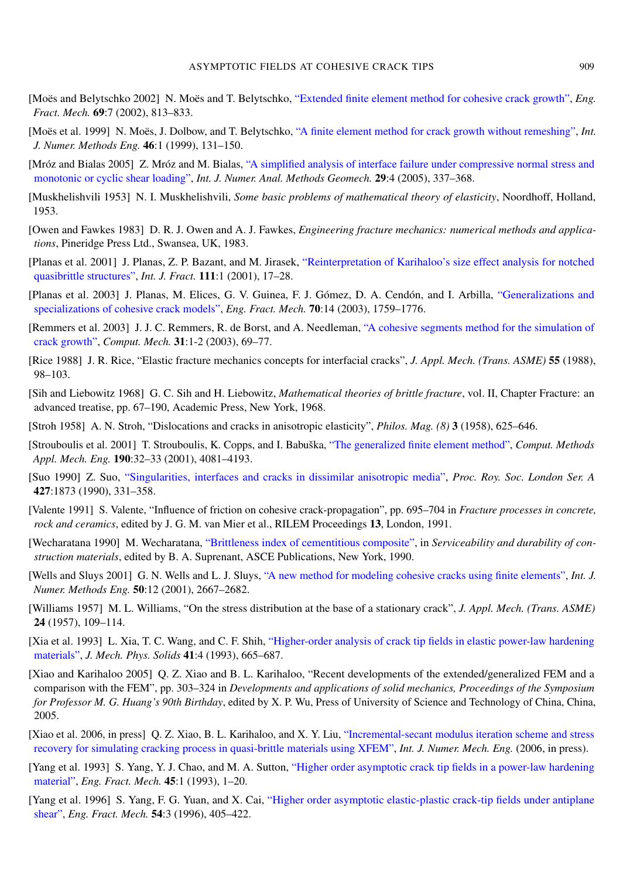[Moës and Belytschko 2002] N. Moës and T. Belytschko, "Extended finite element method for cohesive crack growth", *Eng. Fract. Mech.* **69**:7 (2002), 813–833.

[Moës et al. 1999] N. Moës, J. Dolbow, and T. Belytschko, "A finite element method for crack growth without remeshing", *Int. J. Numer. Methods Eng.* **46**:1 (1999), 131–150.

[Mróz and Bialas 2005] Z. Mróz and M. Bialas, "A simplified analysis of interface failure under compressive normal stress and monotonic or cyclic shear loading", *Int. J. Numer. Anal. Methods Geomech.* **29**:4 (2005), 337–368.

[Muskhelishvili 1953] N. I. Muskhelishvili, *Some basic problems of mathematical theory of elasticity*, Noordhoff, Holland, 1953.

[Owen and Fawkes 1983] D. R. J. Owen and A. J. Fawkes, *Engineering fracture mechanics: numerical methods and applications*, Pineridge Press Ltd., Swansea, UK, 1983.

[Planas et al. 2001] J. Planas, Z. P. Bazant, and M. Jirasek, "Reinterpretation of Karihaloo's size effect analysis for notched quasibrittle structures", *Int. J. Fract.* **111**:1 (2001), 17–28.

[Planas et al. 2003] J. Planas, M. Elices, G. V. Guinea, F. J. Gómez, D. A. Cendón, and I. Arbilla, "Generalizations and specializations of cohesive crack models", *Eng. Fract. Mech.* **70**:14 (2003), 1759–1776.

[Remmers et al. 2003] J. J. C. Remmers, R. de Borst, and A. Needleman, "A cohesive segments method for the simulation of crack growth", *Comput. Mech.* **31**:1-2 (2003), 69–77.

[Rice 1988] J. R. Rice, "Elastic fracture mechanics concepts for interfacial cracks", *J. Appl. Mech. (Trans. ASME)* **55** (1988), 98–103.

[Sih and Liebowitz 1968] G. C. Sih and H. Liebowitz, *Mathematical theories of brittle fracture*, vol. II, Chapter Fracture: an advanced treatise, pp. 67–190, Academic Press, New York, 1968.

[Stroh 1958] A. N. Stroh, "Dislocations and cracks in anisotropic elasticity", *Philos. Mag. (8)* **3** (1958), 625–646.

[Strouboulis et al. 2001] T. Strouboulis, K. Copps, and I. Babuška, "The generalized finite element method", *Comput. Methods Appl. Mech. Eng.* **190**:32–33 (2001), 4081–4193.

[Suo 1990] Z. Suo, "Singularities, interfaces and cracks in dissimilar anisotropic media", *Proc. Roy. Soc. London Ser. A* **427**:1873 (1990), 331–358.

[Valente 1991] S. Valente, "Influence of friction on cohesive crack-propagation", pp. 695–704 in *Fracture processes in concrete, rock and ceramics*, edited by J. G. M. van Mier et al., RILEM Proceedings **13**, London, 1991.

[Wecharatana 1990] M. Wecharatana, "Brittleness index of cementitious composite", in *Serviceability and durability of construction materials*, edited by B. A. Suprenant, ASCE Publications, New York, 1990.

[Wells and Sluys 2001] G. N. Wells and L. J. Sluys, "A new method for modeling cohesive cracks using finite elements", *Int. J. Numer. Methods Eng.* **50**:12 (2001), 2667–2682.

[Williams 1957] M. L. Williams, "On the stress distribution at the base of a stationary crack", *J. Appl. Mech. (Trans. ASME)* **24** (1957), 109–114.

[Xia et al. 1993] L. Xia, T. C. Wang, and C. F. Shih, "Higher-order analysis of crack tip fields in elastic power-law hardening materials", *J. Mech. Phys. Solids* **41**:4 (1993), 665–687.

[Xiao and Karihaloo 2005] Q. Z. Xiao and B. L. Karihaloo, "Recent developments of the extended/generalized FEM and a comparison with the FEM", pp. 303–324 in *Developments and applications of solid mechanics, Proceedings of the Symposium for Professor M. G. Huang's 90th Birthday*, edited by X. P. Wu, Press of University of Science and Technology of China, China, 2005.

[Xiao et al. 2006, in press] Q. Z. Xiao, B. L. Karihaloo, and X. Y. Liu, "Incremental-secant modulus iteration scheme and stress recovery for simulating cracking process in quasi-brittle materials using XFEM", *Int. J. Numer. Mech. Eng.* (2006, in press).

[Yang et al. 1993] S. Yang, Y. J. Chao, and M. A. Sutton, "Higher order asymptotic crack tip fields in a power-law hardening material", *Eng. Fract. Mech.* **45**:1 (1993), 1–20.

[Yang et al. 1996] S. Yang, F. G. Yuan, and X. Cai, "Higher order asymptotic elastic-plastic crack-tip fields under antiplane shear", *Eng. Fract. Mech.* **54**:3 (1996), 405–422.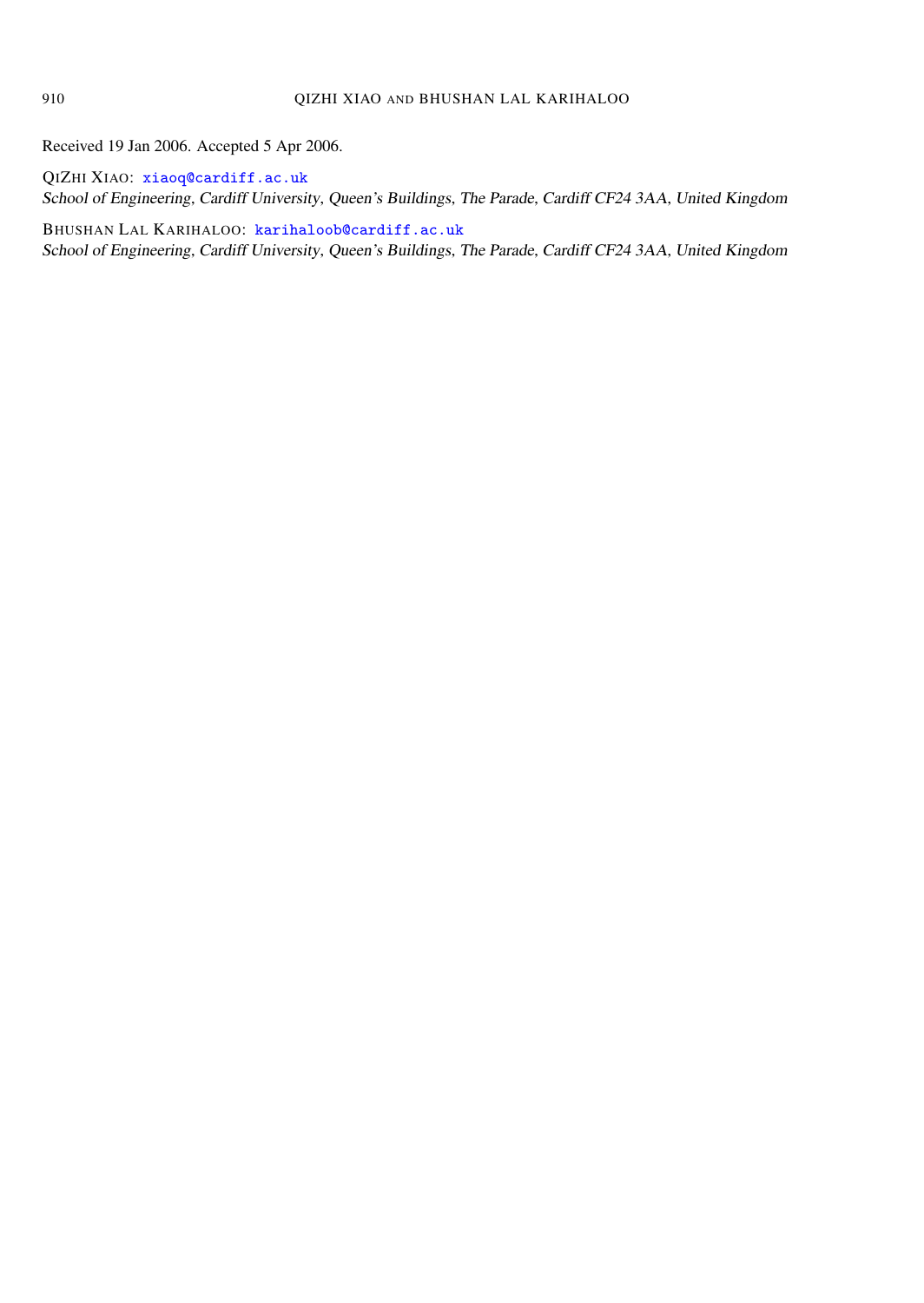Received 19 Jan 2006. Accepted 5 Apr 2006.

QIZHI XIAO: xiaoq@cardiff.ac.uk
*School of Engineering, Cardiff University, Queen's Buildings, The Parade, Cardiff CF24 3AA, United Kingdom*

BHUSHAN LAL KARIHALOO: karihaloob@cardiff.ac.uk
*School of Engineering, Cardiff University, Queen's Buildings, The Parade, Cardiff CF24 3AA, United Kingdom*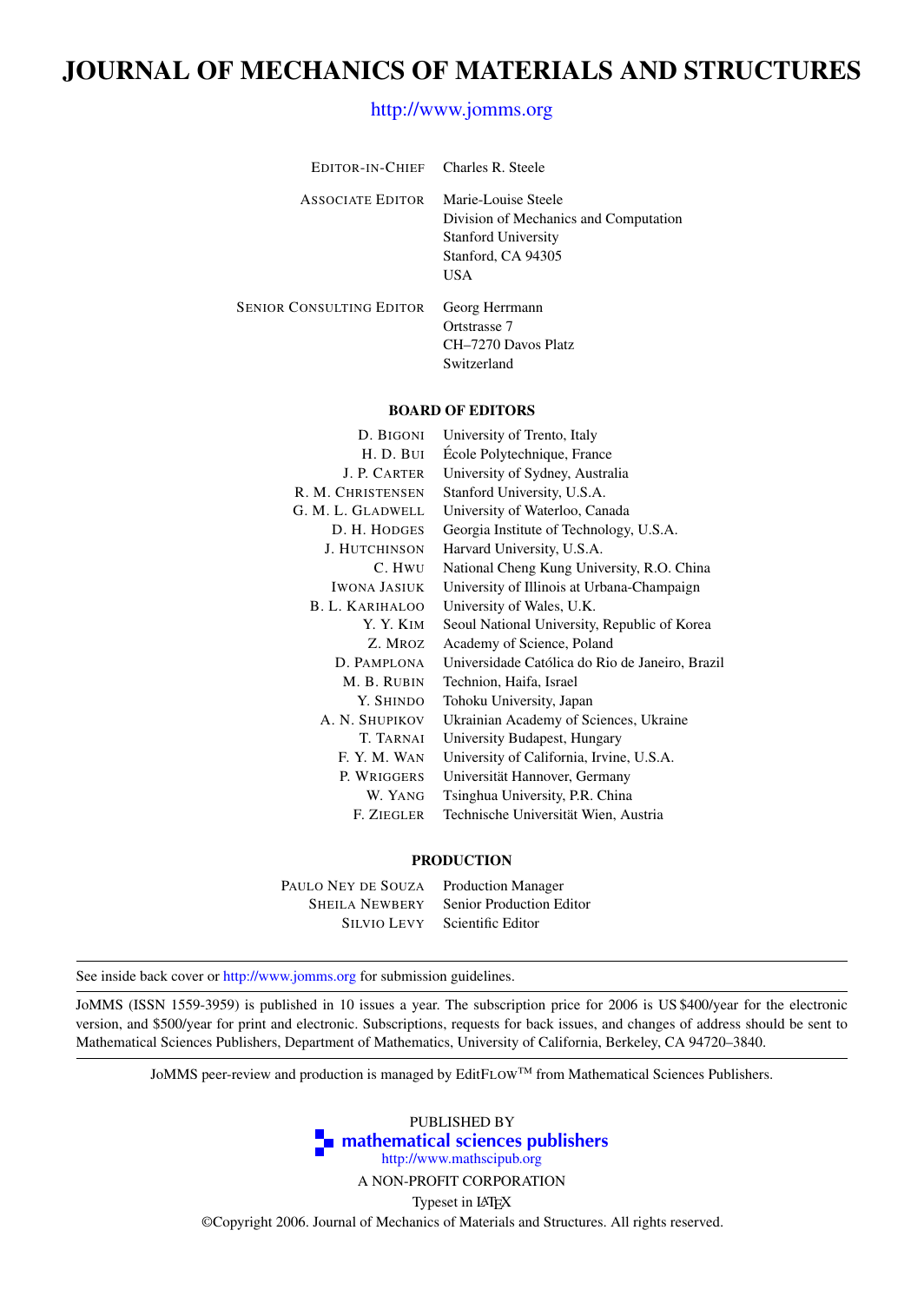# JOURNAL OF MECHANICS OF MATERIALS AND STRUCTURES

http://www.jomms.org

| | |
|---|---|
| EDITOR-IN-CHIEF | Charles R. Steele |
| ASSOCIATE EDITOR | Marie-Louise Steele<br>Division of Mechanics and Computation<br>Stanford University<br>Stanford, CA 94305<br>USA |
| SENIOR CONSULTING EDITOR | Georg Herrmann<br>Ortstrasse 7<br>CH–7270 Davos Platz<br>Switzerland |

## BOARD OF EDITORS

| | |
|---|---|
| D. BIGONI | University of Trento, Italy |
| H. D. BUI | École Polytechnique, France |
| J. P. CARTER | University of Sydney, Australia |
| R. M. CHRISTENSEN | Stanford University, U.S.A. |
| G. M. L. GLADWELL | University of Waterloo, Canada |
| D. H. HODGES | Georgia Institute of Technology, U.S.A. |
| J. HUTCHINSON | Harvard University, U.S.A. |
| C. HWU | National Cheng Kung University, R.O. China |
| IWONA JASIUK | University of Illinois at Urbana-Champaign |
| B. L. KARIHALOO | University of Wales, U.K. |
| Y. Y. KIM | Seoul National University, Republic of Korea |
| Z. MROZ | Academy of Science, Poland |
| D. PAMPLONA | Universidade Católica do Rio de Janeiro, Brazil |
| M. B. RUBIN | Technion, Haifa, Israel |
| Y. SHINDO | Tohoku University, Japan |
| A. N. SHUPIKOV | Ukrainian Academy of Sciences, Ukraine |
| T. TARNAI | University Budapest, Hungary |
| F. Y. M. WAN | University of California, Irvine, U.S.A. |
| P. WRIGGERS | Universität Hannover, Germany |
| W. YANG | Tsinghua University, P.R. China |
| F. ZIEGLER | Technische Universität Wien, Austria |

## PRODUCTION

| | |
|---|---|
| PAULO NEY DE SOUZA | Production Manager |
| SHEILA NEWBERY | Senior Production Editor |
| SILVIO LEVY | Scientific Editor |

---

See inside back cover or http://www.jomms.org for submission guidelines.

---

JoMMS (ISSN 1559-3959) is published in 10 issues a year. The subscription price for 2006 is US $400/year for the electronic version, and $500/year for print and electronic. Subscriptions, requests for back issues, and changes of address should be sent to Mathematical Sciences Publishers, Department of Mathematics, University of California, Berkeley, CA 94720–3840.

---

JoMMS peer-review and production is managed by EditFLOW™ from Mathematical Sciences Publishers.

PUBLISHED BY
**mathematical sciences publishers**
http://www.mathscipub.org
A NON-PROFIT CORPORATION
Typeset in LaTeX
©Copyright 2006. Journal of Mechanics of Materials and Structures. All rights reserved.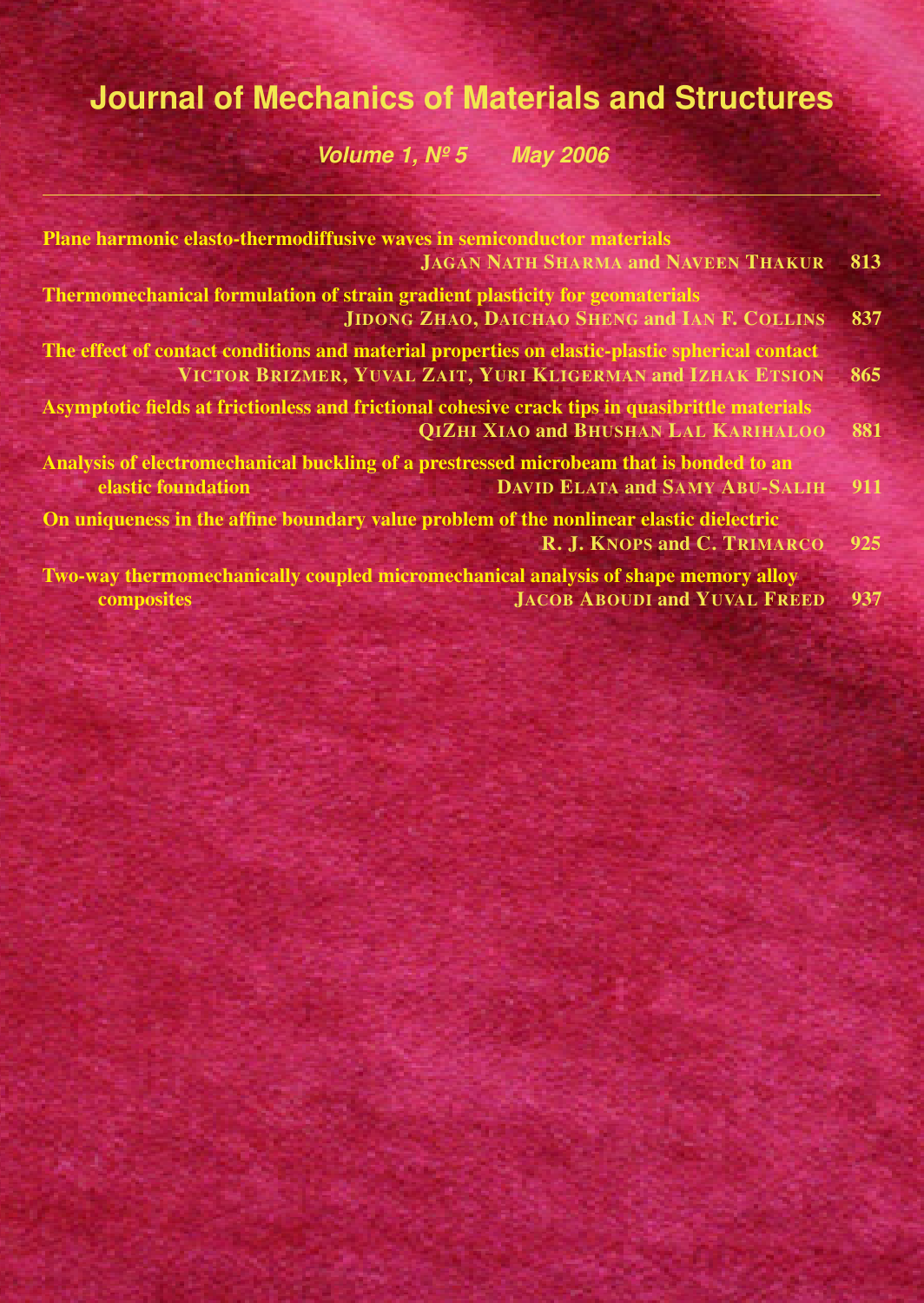# Journal of Mechanics of Materials and Structures

*Volume 1, Nº 5 May 2006*

---

**Plane harmonic elasto-thermodiffusive waves in semiconductor materials**
JAGAN NATH SHARMA and NAVEEN THAKUR 813

**Thermomechanical formulation of strain gradient plasticity for geomaterials**
JIDONG ZHAO, DAICHAO SHENG and IAN F. COLLINS 837

**The effect of contact conditions and material properties on elastic-plastic spherical contact**
VICTOR BRIZMER, YUVAL ZAIT, YURI KLIGERMAN and IZHAK ETSION 865

**Asymptotic fields at frictionless and frictional cohesive crack tips in quasibrittle materials**
QIZHI XIAO and BHUSHAN LAL KARIHALOO 881

**Analysis of electromechanical buckling of a prestressed microbeam that is bonded to an elastic foundation**
DAVID ELATA and SAMY ABU-SALIH 911

**On uniqueness in the affine boundary value problem of the nonlinear elastic dielectric**
R. J. KNOPS and C. TRIMARCO 925

**Two-way thermomechanically coupled micromechanical analysis of shape memory alloy composites**
JACOB ABOUDI and YUVAL FREED 937